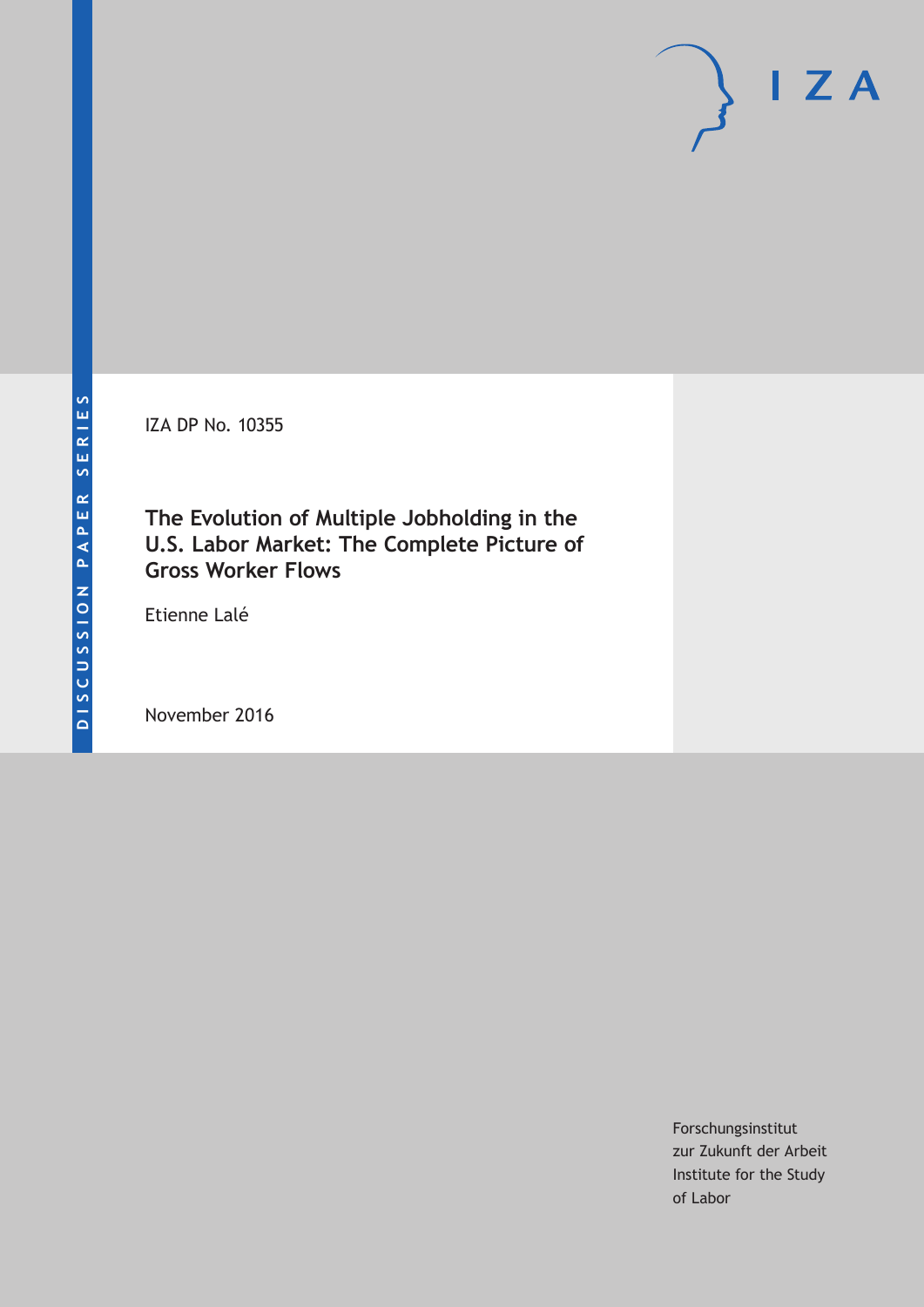DISCUSSION PAPER SERIES

IZA DP No. 10355

# The Evolution of Multiple Jobholding in the U.S. Labor Market: The Complete Picture of Gross Worker Flows

Etienne Lalé

November 2016

Forschungsinstitut
zur Zukunft der Arbeit
Institute for the Study
of Labor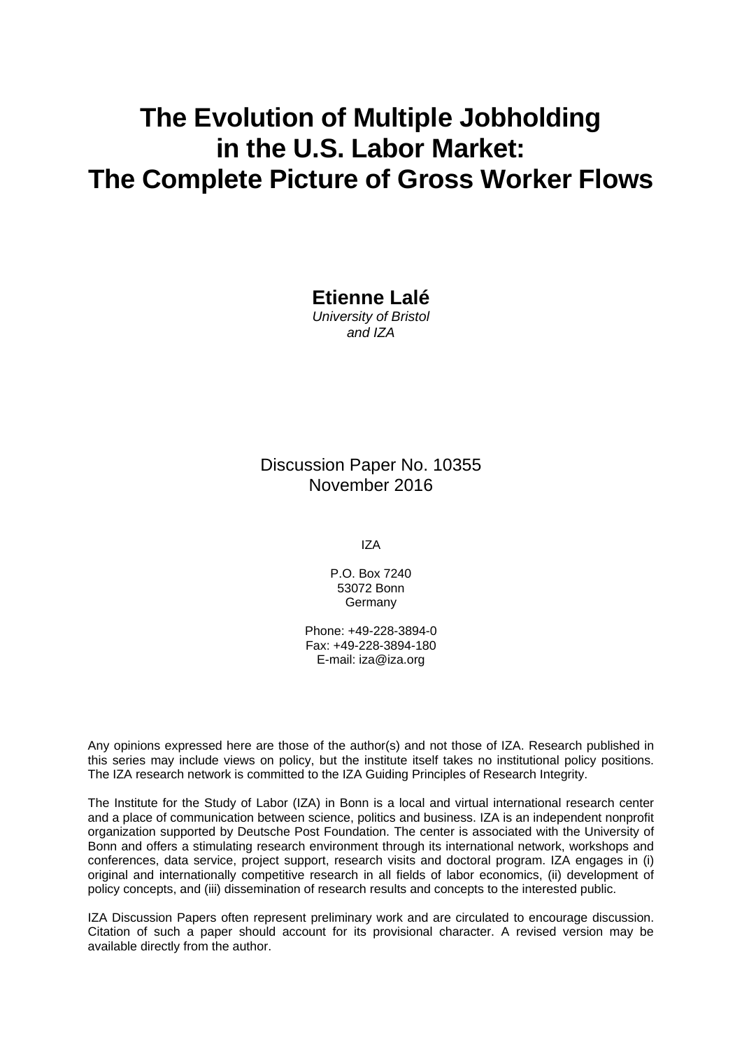# The Evolution of Multiple Jobholding in the U.S. Labor Market: The Complete Picture of Gross Worker Flows

**Etienne Lalé**
*University of Bristol and IZA*

Discussion Paper No. 10355
November 2016

IZA

P.O. Box 7240
53072 Bonn
Germany

Phone: +49-228-3894-0
Fax: +49-228-3894-180
E-mail: iza@iza.org

Any opinions expressed here are those of the author(s) and not those of IZA. Research published in this series may include views on policy, but the institute itself takes no institutional policy positions. The IZA research network is committed to the IZA Guiding Principles of Research Integrity.

The Institute for the Study of Labor (IZA) in Bonn is a local and virtual international research center and a place of communication between science, politics and business. IZA is an independent nonprofit organization supported by Deutsche Post Foundation. The center is associated with the University of Bonn and offers a stimulating research environment through its international network, workshops and conferences, data service, project support, research visits and doctoral program. IZA engages in (i) original and internationally competitive research in all fields of labor economics, (ii) development of policy concepts, and (iii) dissemination of research results and concepts to the interested public.

IZA Discussion Papers often represent preliminary work and are circulated to encourage discussion. Citation of such a paper should account for its provisional character. A revised version may be available directly from the author.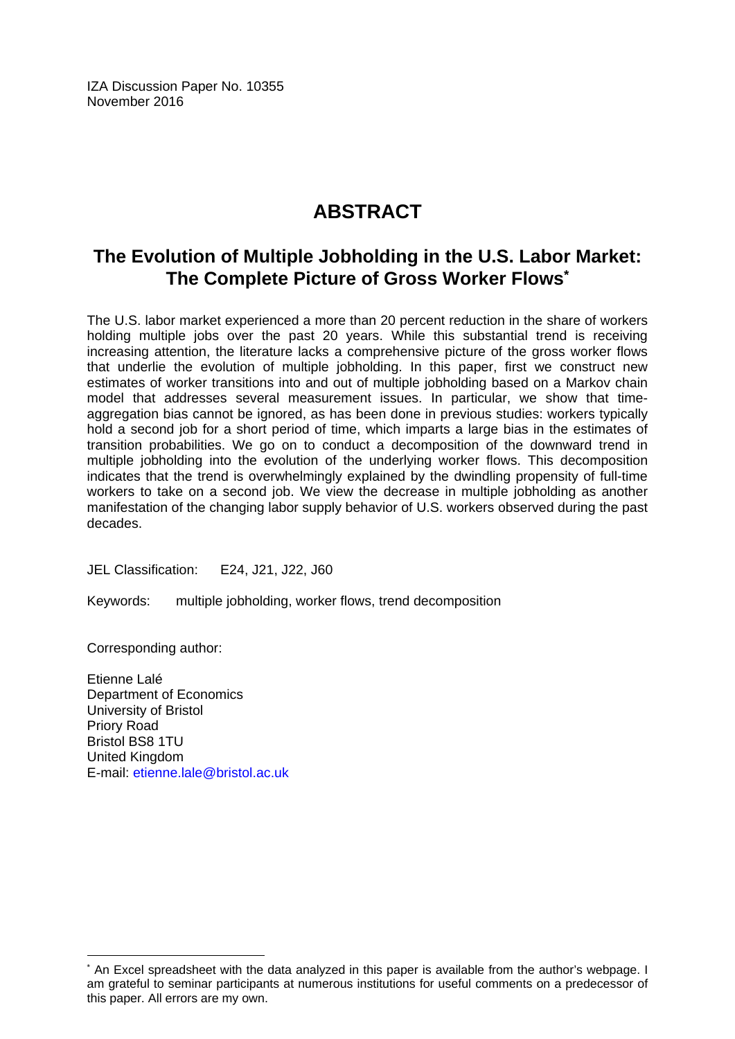IZA Discussion Paper No. 10355
November 2016

# ABSTRACT

## The Evolution of Multiple Jobholding in the U.S. Labor Market: The Complete Picture of Gross Worker Flows*

The U.S. labor market experienced a more than 20 percent reduction in the share of workers holding multiple jobs over the past 20 years. While this substantial trend is receiving increasing attention, the literature lacks a comprehensive picture of the gross worker flows that underlie the evolution of multiple jobholding. In this paper, first we construct new estimates of worker transitions into and out of multiple jobholding based on a Markov chain model that addresses several measurement issues. In particular, we show that time-aggregation bias cannot be ignored, as has been done in previous studies: workers typically hold a second job for a short period of time, which imparts a large bias in the estimates of transition probabilities. We go on to conduct a decomposition of the downward trend in multiple jobholding into the evolution of the underlying worker flows. This decomposition indicates that the trend is overwhelmingly explained by the dwindling propensity of full-time workers to take on a second job. We view the decrease in multiple jobholding as another manifestation of the changing labor supply behavior of U.S. workers observed during the past decades.

JEL Classification: E24, J21, J22, J60

Keywords: multiple jobholding, worker flows, trend decomposition

Corresponding author:

Etienne Lalé
Department of Economics
University of Bristol
Priory Road
Bristol BS8 1TU
United Kingdom
E-mail: etienne.lale@bristol.ac.uk

* An Excel spreadsheet with the data analyzed in this paper is available from the author's webpage. I am grateful to seminar participants at numerous institutions for useful comments on a predecessor of this paper. All errors are my own.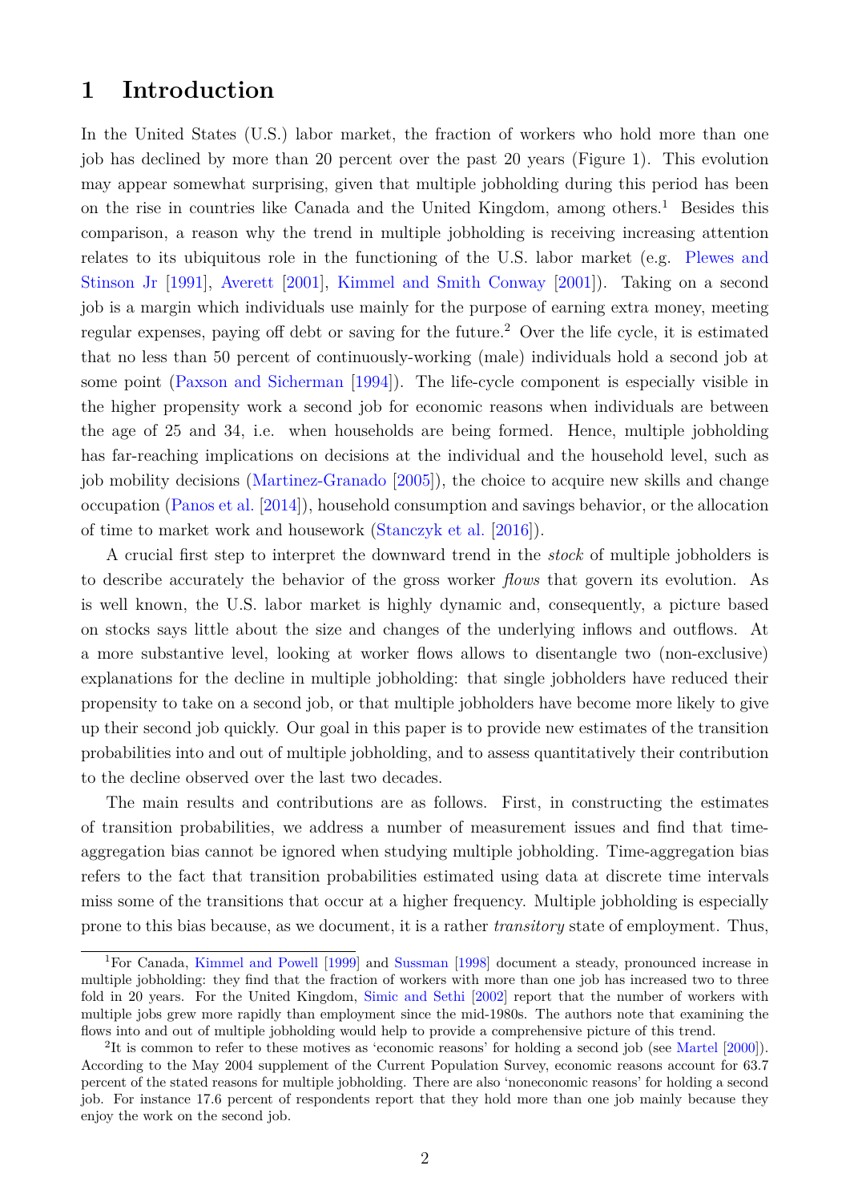# 1 Introduction

In the United States (U.S.) labor market, the fraction of workers who hold more than one job has declined by more than 20 percent over the past 20 years (Figure 1). This evolution may appear somewhat surprising, given that multiple jobholding during this period has been on the rise in countries like Canada and the United Kingdom, among others.[1] Besides this comparison, a reason why the trend in multiple jobholding is receiving increasing attention relates to its ubiquitous role in the functioning of the U.S. labor market (e.g. Plewes and Stinson Jr [1991], Averett [2001], Kimmel and Smith Conway [2001]). Taking on a second job is a margin which individuals use mainly for the purpose of earning extra money, meeting regular expenses, paying off debt or saving for the future.[2] Over the life cycle, it is estimated that no less than 50 percent of continuously-working (male) individuals hold a second job at some point (Paxson and Sicherman [1994]). The life-cycle component is especially visible in the higher propensity work a second job for economic reasons when individuals are between the age of 25 and 34, i.e. when households are being formed. Hence, multiple jobholding has far-reaching implications on decisions at the individual and the household level, such as job mobility decisions (Martinez-Granado [2005]), the choice to acquire new skills and change occupation (Panos et al. [2014]), household consumption and savings behavior, or the allocation of time to market work and housework (Stanczyk et al. [2016]).

A crucial first step to interpret the downward trend in the *stock* of multiple jobholders is to describe accurately the behavior of the gross worker *flows* that govern its evolution. As is well known, the U.S. labor market is highly dynamic and, consequently, a picture based on stocks says little about the size and changes of the underlying inflows and outflows. At a more substantive level, looking at worker flows allows to disentangle two (non-exclusive) explanations for the decline in multiple jobholding: that single jobholders have reduced their propensity to take on a second job, or that multiple jobholders have become more likely to give up their second job quickly. Our goal in this paper is to provide new estimates of the transition probabilities into and out of multiple jobholding, and to assess quantitatively their contribution to the decline observed over the last two decades.

The main results and contributions are as follows. First, in constructing the estimates of transition probabilities, we address a number of measurement issues and find that time-aggregation bias cannot be ignored when studying multiple jobholding. Time-aggregation bias refers to the fact that transition probabilities estimated using data at discrete time intervals miss some of the transitions that occur at a higher frequency. Multiple jobholding is especially prone to this bias because, as we document, it is a rather *transitory* state of employment. Thus,

[1] For Canada, Kimmel and Powell [1999] and Sussman [1998] document a steady, pronounced increase in multiple jobholding: they find that the fraction of workers with more than one job has increased two to three fold in 20 years. For the United Kingdom, Simic and Sethi [2002] report that the number of workers with multiple jobs grew more rapidly than employment since the mid-1980s. The authors note that examining the flows into and out of multiple jobholding would help to provide a comprehensive picture of this trend.

[2] It is common to refer to these motives as 'economic reasons' for holding a second job (see Martel [2000]). According to the May 2004 supplement of the Current Population Survey, economic reasons account for 63.7 percent of the stated reasons for multiple jobholding. There are also 'noneconomic reasons' for holding a second job. For instance 17.6 percent of respondents report that they hold more than one job mainly because they enjoy the work on the second job.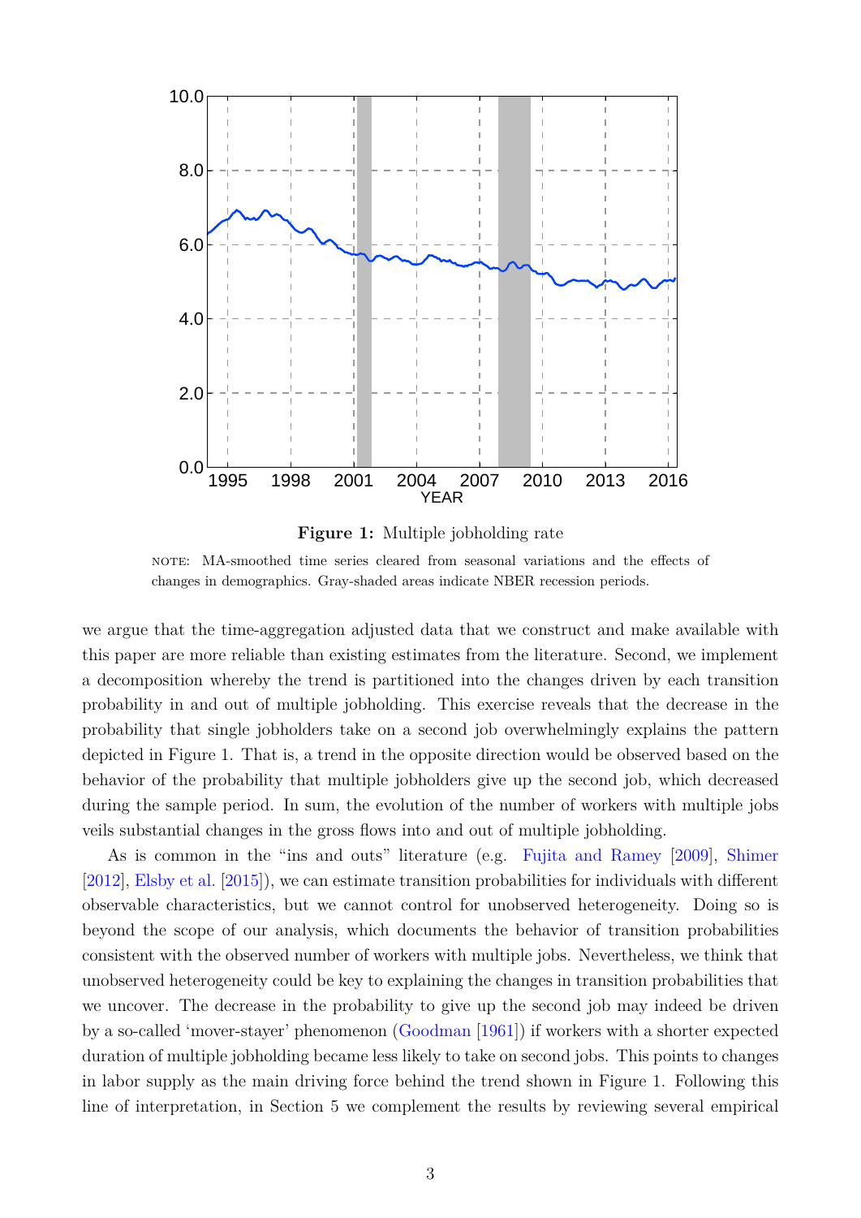**Figure 1:** Multiple jobholding rate

NOTE: MA-smoothed time series cleared from seasonal variations and the effects of changes in demographics. Gray-shaded areas indicate NBER recession periods.

we argue that the time-aggregation adjusted data that we construct and make available with this paper are more reliable than existing estimates from the literature. Second, we implement a decomposition whereby the trend is partitioned into the changes driven by each transition probability in and out of multiple jobholding. This exercise reveals that the decrease in the probability that single jobholders take on a second job overwhelmingly explains the pattern depicted in Figure 1. That is, a trend in the opposite direction would be observed based on the behavior of the probability that multiple jobholders give up the second job, which decreased during the sample period. In sum, the evolution of the number of workers with multiple jobs veils substantial changes in the gross flows into and out of multiple jobholding.

As is common in the "ins and outs" literature (e.g. Fujita and Ramey [2009], Shimer [2012], Elsby et al. [2015]), we can estimate transition probabilities for individuals with different observable characteristics, but we cannot control for unobserved heterogeneity. Doing so is beyond the scope of our analysis, which documents the behavior of transition probabilities consistent with the observed number of workers with multiple jobs. Nevertheless, we think that unobserved heterogeneity could be key to explaining the changes in transition probabilities that we uncover. The decrease in the probability to give up the second job may indeed be driven by a so-called 'mover-stayer' phenomenon (Goodman [1961]) if workers with a shorter expected duration of multiple jobholding became less likely to take on second jobs. This points to changes in labor supply as the main driving force behind the trend shown in Figure 1. Following this line of interpretation, in Section 5 we complement the results by reviewing several empirical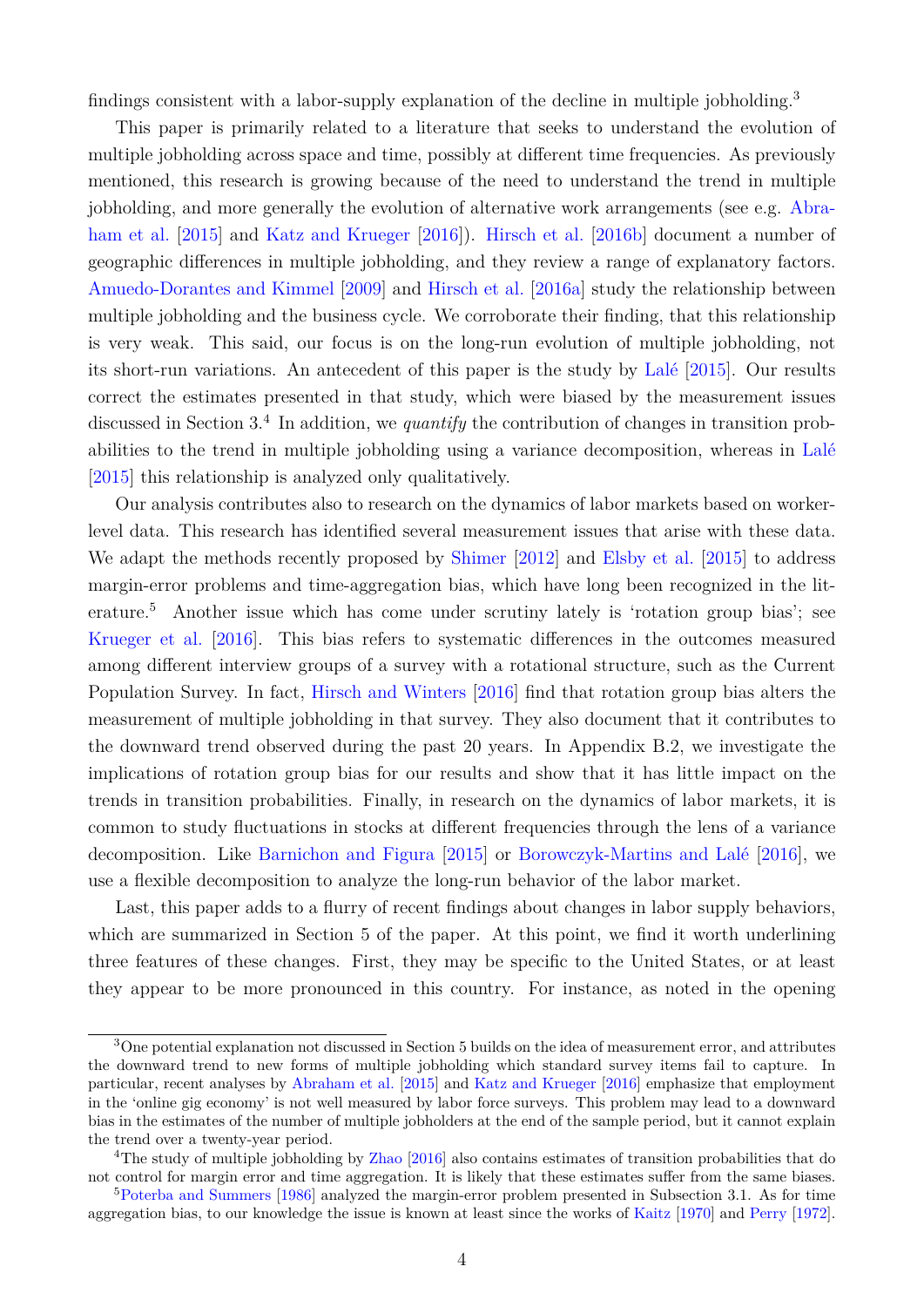findings consistent with a labor-supply explanation of the decline in multiple jobholding.[3]

This paper is primarily related to a literature that seeks to understand the evolution of multiple jobholding across space and time, possibly at different time frequencies. As previously mentioned, this research is growing because of the need to understand the trend in multiple jobholding, and more generally the evolution of alternative work arrangements (see e.g. Abraham et al. [2015] and Katz and Krueger [2016]). Hirsch et al. [2016b] document a number of geographic differences in multiple jobholding, and they review a range of explanatory factors. Amuedo-Dorantes and Kimmel [2009] and Hirsch et al. [2016a] study the relationship between multiple jobholding and the business cycle. We corroborate their finding, that this relationship is very weak. This said, our focus is on the long-run evolution of multiple jobholding, not its short-run variations. An antecedent of this paper is the study by Lalé [2015]. Our results correct the estimates presented in that study, which were biased by the measurement issues discussed in Section 3.[4] In addition, we *quantify* the contribution of changes in transition probabilities to the trend in multiple jobholding using a variance decomposition, whereas in Lalé [2015] this relationship is analyzed only qualitatively.

Our analysis contributes also to research on the dynamics of labor markets based on worker-level data. This research has identified several measurement issues that arise with these data. We adapt the methods recently proposed by Shimer [2012] and Elsby et al. [2015] to address margin-error problems and time-aggregation bias, which have long been recognized in the literature.[5] Another issue which has come under scrutiny lately is 'rotation group bias'; see Krueger et al. [2016]. This bias refers to systematic differences in the outcomes measured among different interview groups of a survey with a rotational structure, such as the Current Population Survey. In fact, Hirsch and Winters [2016] find that rotation group bias alters the measurement of multiple jobholding in that survey. They also document that it contributes to the downward trend observed during the past 20 years. In Appendix B.2, we investigate the implications of rotation group bias for our results and show that it has little impact on the trends in transition probabilities. Finally, in research on the dynamics of labor markets, it is common to study fluctuations in stocks at different frequencies through the lens of a variance decomposition. Like Barnichon and Figura [2015] or Borowczyk-Martins and Lalé [2016], we use a flexible decomposition to analyze the long-run behavior of the labor market.

Last, this paper adds to a flurry of recent findings about changes in labor supply behaviors, which are summarized in Section 5 of the paper. At this point, we find it worth underlining three features of these changes. First, they may be specific to the United States, or at least they appear to be more pronounced in this country. For instance, as noted in the opening

---

[3] One potential explanation not discussed in Section 5 builds on the idea of measurement error, and attributes the downward trend to new forms of multiple jobholding which standard survey items fail to capture. In particular, recent analyses by Abraham et al. [2015] and Katz and Krueger [2016] emphasize that employment in the 'online gig economy' is not well measured by labor force surveys. This problem may lead to a downward bias in the estimates of the number of multiple jobholders at the end of the sample period, but it cannot explain the trend over a twenty-year period.

[4] The study of multiple jobholding by Zhao [2016] also contains estimates of transition probabilities that do not control for margin error and time aggregation. It is likely that these estimates suffer from the same biases.

[5] Poterba and Summers [1986] analyzed the margin-error problem presented in Subsection 3.1. As for time aggregation bias, to our knowledge the issue is known at least since the works of Kaitz [1970] and Perry [1972].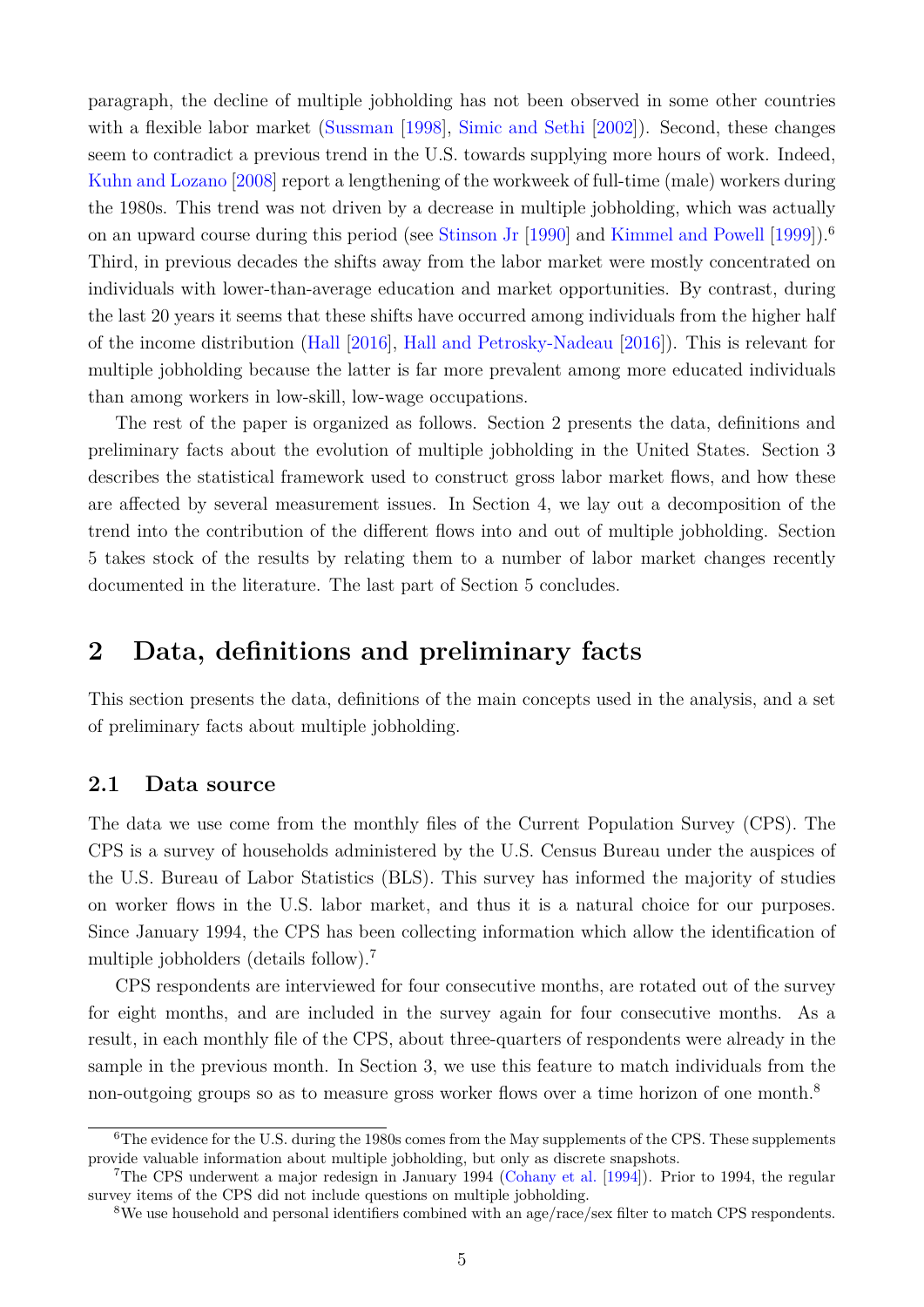paragraph, the decline of multiple jobholding has not been observed in some other countries with a flexible labor market (Sussman [1998], Simic and Sethi [2002]). Second, these changes seem to contradict a previous trend in the U.S. towards supplying more hours of work. Indeed, Kuhn and Lozano [2008] report a lengthening of the workweek of full-time (male) workers during the 1980s. This trend was not driven by a decrease in multiple jobholding, which was actually on an upward course during this period (see Stinson Jr [1990] and Kimmel and Powell [1999]).[6] Third, in previous decades the shifts away from the labor market were mostly concentrated on individuals with lower-than-average education and market opportunities. By contrast, during the last 20 years it seems that these shifts have occurred among individuals from the higher half of the income distribution (Hall [2016], Hall and Petrosky-Nadeau [2016]). This is relevant for multiple jobholding because the latter is far more prevalent among more educated individuals than among workers in low-skill, low-wage occupations.

The rest of the paper is organized as follows. Section 2 presents the data, definitions and preliminary facts about the evolution of multiple jobholding in the United States. Section 3 describes the statistical framework used to construct gross labor market flows, and how these are affected by several measurement issues. In Section 4, we lay out a decomposition of the trend into the contribution of the different flows into and out of multiple jobholding. Section 5 takes stock of the results by relating them to a number of labor market changes recently documented in the literature. The last part of Section 5 concludes.

# 2 Data, definitions and preliminary facts

This section presents the data, definitions of the main concepts used in the analysis, and a set of preliminary facts about multiple jobholding.

## 2.1 Data source

The data we use come from the monthly files of the Current Population Survey (CPS). The CPS is a survey of households administered by the U.S. Census Bureau under the auspices of the U.S. Bureau of Labor Statistics (BLS). This survey has informed the majority of studies on worker flows in the U.S. labor market, and thus it is a natural choice for our purposes. Since January 1994, the CPS has been collecting information which allow the identification of multiple jobholders (details follow).[7]

CPS respondents are interviewed for four consecutive months, are rotated out of the survey for eight months, and are included in the survey again for four consecutive months. As a result, in each monthly file of the CPS, about three-quarters of respondents were already in the sample in the previous month. In Section 3, we use this feature to match individuals from the non-outgoing groups so as to measure gross worker flows over a time horizon of one month.[8]

[6] The evidence for the U.S. during the 1980s comes from the May supplements of the CPS. These supplements provide valuable information about multiple jobholding, but only as discrete snapshots.

[7] The CPS underwent a major redesign in January 1994 (Cohany et al. [1994]). Prior to 1994, the regular survey items of the CPS did not include questions on multiple jobholding.

[8] We use household and personal identifiers combined with an age/race/sex filter to match CPS respondents.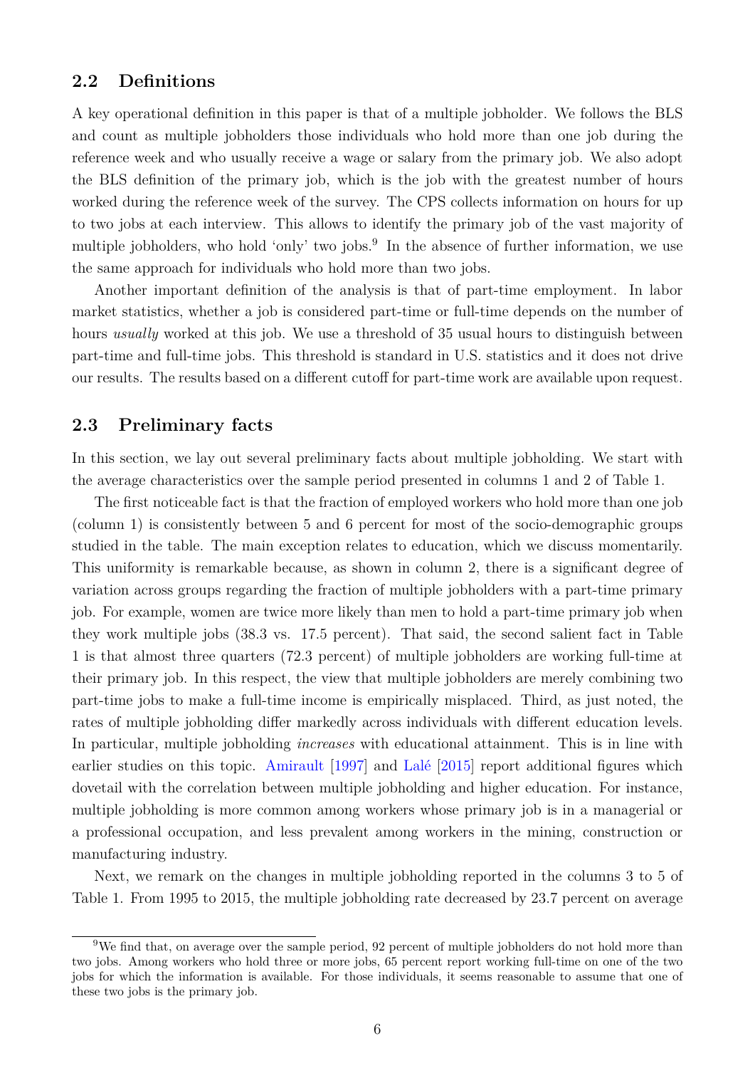## 2.2 Definitions

A key operational definition in this paper is that of a multiple jobholder. We follows the BLS and count as multiple jobholders those individuals who hold more than one job during the reference week and who usually receive a wage or salary from the primary job. We also adopt the BLS definition of the primary job, which is the job with the greatest number of hours worked during the reference week of the survey. The CPS collects information on hours for up to two jobs at each interview. This allows to identify the primary job of the vast majority of multiple jobholders, who hold 'only' two jobs.[9] In the absence of further information, we use the same approach for individuals who hold more than two jobs.

Another important definition of the analysis is that of part-time employment. In labor market statistics, whether a job is considered part-time or full-time depends on the number of hours *usually* worked at this job. We use a threshold of 35 usual hours to distinguish between part-time and full-time jobs. This threshold is standard in U.S. statistics and it does not drive our results. The results based on a different cutoff for part-time work are available upon request.

## 2.3 Preliminary facts

In this section, we lay out several preliminary facts about multiple jobholding. We start with the average characteristics over the sample period presented in columns 1 and 2 of Table 1.

The first noticeable fact is that the fraction of employed workers who hold more than one job (column 1) is consistently between 5 and 6 percent for most of the socio-demographic groups studied in the table. The main exception relates to education, which we discuss momentarily. This uniformity is remarkable because, as shown in column 2, there is a significant degree of variation across groups regarding the fraction of multiple jobholders with a part-time primary job. For example, women are twice more likely than men to hold a part-time primary job when they work multiple jobs (38.3 vs. 17.5 percent). That said, the second salient fact in Table 1 is that almost three quarters (72.3 percent) of multiple jobholders are working full-time at their primary job. In this respect, the view that multiple jobholders are merely combining two part-time jobs to make a full-time income is empirically misplaced. Third, as just noted, the rates of multiple jobholding differ markedly across individuals with different education levels. In particular, multiple jobholding *increases* with educational attainment. This is in line with earlier studies on this topic. Amirault [1997] and Lalé [2015] report additional figures which dovetail with the correlation between multiple jobholding and higher education. For instance, multiple jobholding is more common among workers whose primary job is in a managerial or a professional occupation, and less prevalent among workers in the mining, construction or manufacturing industry.

Next, we remark on the changes in multiple jobholding reported in the columns 3 to 5 of Table 1. From 1995 to 2015, the multiple jobholding rate decreased by 23.7 percent on average

[9] We find that, on average over the sample period, 92 percent of multiple jobholders do not hold more than two jobs. Among workers who hold three or more jobs, 65 percent report working full-time on one of the two jobs for which the information is available. For those individuals, it seems reasonable to assume that one of these two jobs is the primary job.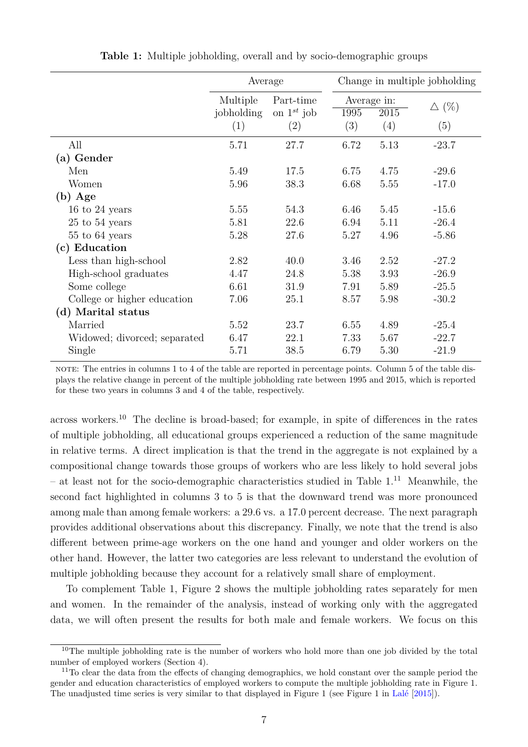**Table 1:** Multiple jobholding, overall and by socio-demographic groups

| | Average | | Change in multiple jobholding | | |
|---|---|---|---|---|---|
| | Multiple jobholding | Part-time on $1^{st}$ job | Average in: | | $\triangle$ (%) |
| | | | 1995 | 2015 | |
| | (1) | (2) | (3) | (4) | (5) |
| All | 5.71 | 27.7 | 6.72 | 5.13 | -23.7 |
| **(a) Gender** | | | | | |
| Men | 5.49 | 17.5 | 6.75 | 4.75 | -29.6 |
| Women | 5.96 | 38.3 | 6.68 | 5.55 | -17.0 |
| **(b) Age** | | | | | |
| 16 to 24 years | 5.55 | 54.3 | 6.46 | 5.45 | -15.6 |
| 25 to 54 years | 5.81 | 22.6 | 6.94 | 5.11 | -26.4 |
| 55 to 64 years | 5.28 | 27.6 | 5.27 | 4.96 | -5.86 |
| **(c) Education** | | | | | |
| Less than high-school | 2.82 | 40.0 | 3.46 | 2.52 | -27.2 |
| High-school graduates | 4.47 | 24.8 | 5.38 | 3.93 | -26.9 |
| Some college | 6.61 | 31.9 | 7.91 | 5.89 | -25.5 |
| College or higher education | 7.06 | 25.1 | 8.57 | 5.98 | -30.2 |
| **(d) Marital status** | | | | | |
| Married | 5.52 | 23.7 | 6.55 | 4.89 | -25.4 |
| Widowed; divorced; separated | 6.47 | 22.1 | 7.33 | 5.67 | -22.7 |
| Single | 5.71 | 38.5 | 6.79 | 5.30 | -21.9 |

NOTE: The entries in columns 1 to 4 of the table are reported in percentage points. Column 5 of the table displays the relative change in percent of the multiple jobholding rate between 1995 and 2015, which is reported for these two years in columns 3 and 4 of the table, respectively.

across workers.[10] The decline is broad-based; for example, in spite of differences in the rates of multiple jobholding, all educational groups experienced a reduction of the same magnitude in relative terms. A direct implication is that the trend in the aggregate is not explained by a compositional change towards those groups of workers who are less likely to hold several jobs – at least not for the socio-demographic characteristics studied in Table 1.[11] Meanwhile, the second fact highlighted in columns 3 to 5 is that the downward trend was more pronounced among male than among female workers: a 29.6 vs. a 17.0 percent decrease. The next paragraph provides additional observations about this discrepancy. Finally, we note that the trend is also different between prime-age workers on the one hand and younger and older workers on the other hand. However, the latter two categories are less relevant to understand the evolution of multiple jobholding because they account for a relatively small share of employment.

To complement Table 1, Figure 2 shows the multiple jobholding rates separately for men and women. In the remainder of the analysis, instead of working only with the aggregated data, we will often present the results for both male and female workers. We focus on this

[10] The multiple jobholding rate is the number of workers who hold more than one job divided by the total number of employed workers (Section 4).

[11] To clear the data from the effects of changing demographics, we hold constant over the sample period the gender and education characteristics of employed workers to compute the multiple jobholding rate in Figure 1. The unadjusted time series is very similar to that displayed in Figure 1 (see Figure 1 in Lalé [2015]).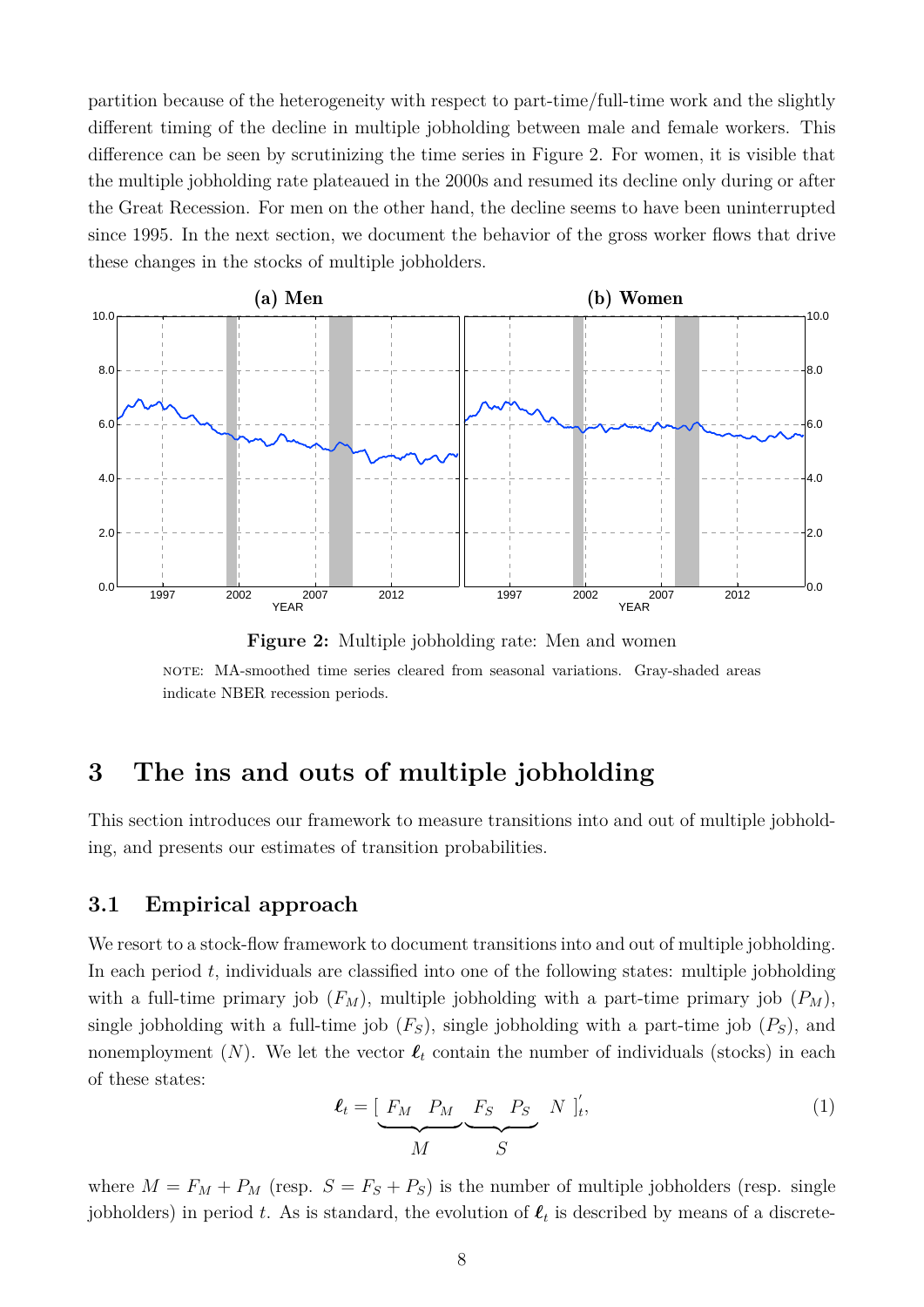partition because of the heterogeneity with respect to part-time/full-time work and the slightly different timing of the decline in multiple jobholding between male and female workers. This difference can be seen by scrutinizing the time series in Figure 2. For women, it is visible that the multiple jobholding rate plateaued in the 2000s and resumed its decline only during or after the Great Recession. For men on the other hand, the decline seems to have been uninterrupted since 1995. In the next section, we document the behavior of the gross worker flows that drive these changes in the stocks of multiple jobholders.

**Figure 2:** Multiple jobholding rate: Men and women

NOTE: MA-smoothed time series cleared from seasonal variations. Gray-shaded areas indicate NBER recession periods.

# 3 The ins and outs of multiple jobholding

This section introduces our framework to measure transitions into and out of multiple jobholding, and presents our estimates of transition probabilities.

## 3.1 Empirical approach

We resort to a stock-flow framework to document transitions into and out of multiple jobholding. In each period $t$, individuals are classified into one of the following states: multiple jobholding with a full-time primary job ($F_M$), multiple jobholding with a part-time primary job ($P_M$), single jobholding with a full-time job ($F_S$), single jobholding with a part-time job ($P_S$), and nonemployment ($N$). We let the vector $\boldsymbol{\ell}_t$ contain the number of individuals (stocks) in each of these states:

$$\boldsymbol{\ell}_t = [\ \underbrace{F_M \quad P_M}_{M}\ \underbrace{F_S \quad P_S}_{S}\ \ N\ ]_t^{'}, \tag{1}$$

where $M = F_M + P_M$ (resp. $S = F_S + P_S$) is the number of multiple jobholders (resp. single jobholders) in period $t$. As is standard, the evolution of $\boldsymbol{\ell}_t$ is described by means of a discrete-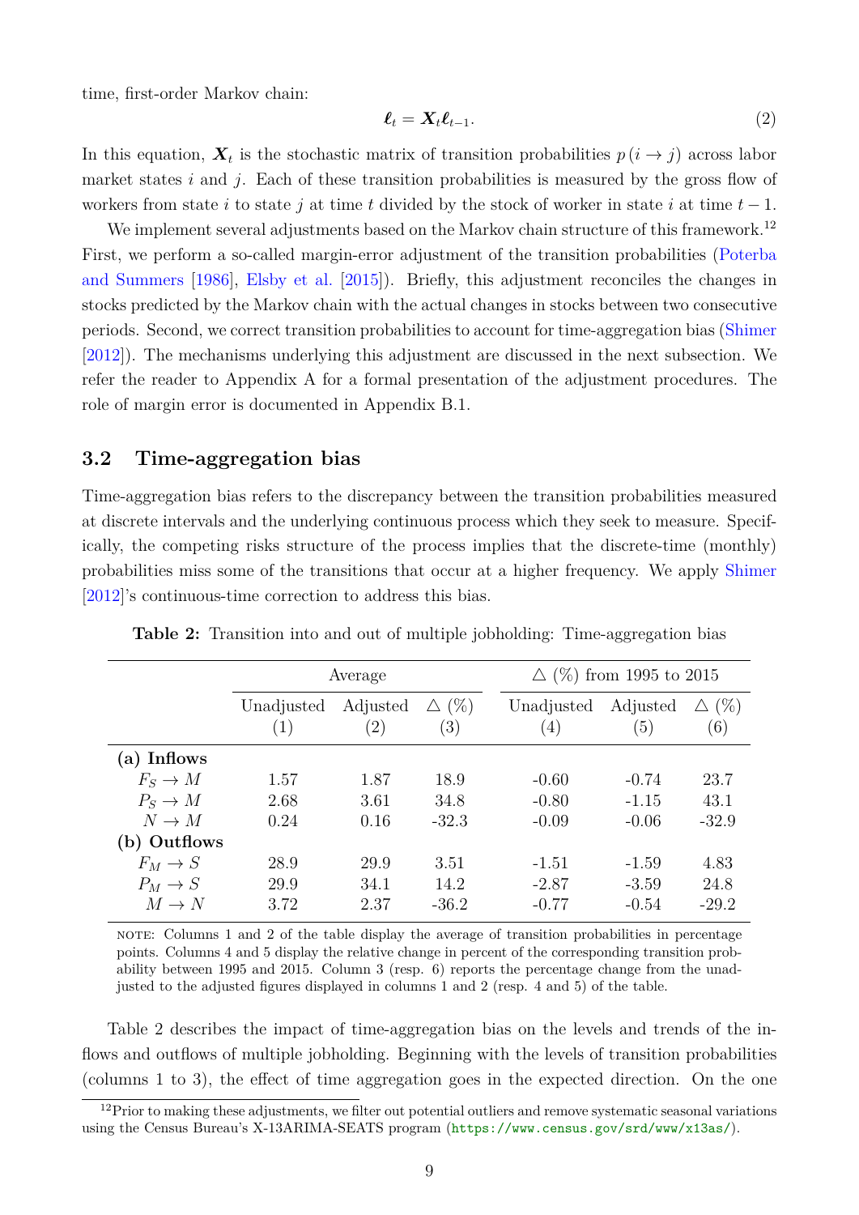time, first-order Markov chain:

$$\boldsymbol{\ell}_t = \boldsymbol{X}_t \boldsymbol{\ell}_{t-1}. \tag{2}$$

In this equation, $\boldsymbol{X}_t$ is the stochastic matrix of transition probabilities $p(i \to j)$ across labor market states $i$ and $j$. Each of these transition probabilities is measured by the gross flow of workers from state $i$ to state $j$ at time $t$ divided by the stock of worker in state $i$ at time $t-1$.

We implement several adjustments based on the Markov chain structure of this framework.[12] First, we perform a so-called margin-error adjustment of the transition probabilities (Poterba and Summers [1986], Elsby et al. [2015]). Briefly, this adjustment reconciles the changes in stocks predicted by the Markov chain with the actual changes in stocks between two consecutive periods. Second, we correct transition probabilities to account for time-aggregation bias (Shimer [2012]). The mechanisms underlying this adjustment are discussed in the next subsection. We refer the reader to Appendix A for a formal presentation of the adjustment procedures. The role of margin error is documented in Appendix B.1.

## 3.2 Time-aggregation bias

Time-aggregation bias refers to the discrepancy between the transition probabilities measured at discrete intervals and the underlying continuous process which they seek to measure. Specifically, the competing risks structure of the process implies that the discrete-time (monthly) probabilities miss some of the transitions that occur at a higher frequency. We apply Shimer [2012]'s continuous-time correction to address this bias.

**Table 2:** Transition into and out of multiple jobholding: Time-aggregation bias

| | Average | | | △ (%) from 1995 to 2015 | | |
|---|---|---|---|---|---|---|
| | Unadjusted (1) | Adjusted (2) | △ (%) (3) | Unadjusted (4) | Adjusted (5) | △ (%) (6) |
| **(a) Inflows** | | | | | | |
| $F_S \to M$ | 1.57 | 1.87 | 18.9 | -0.60 | -0.74 | 23.7 |
| $P_S \to M$ | 2.68 | 3.61 | 34.8 | -0.80 | -1.15 | 43.1 |
| $N \to M$ | 0.24 | 0.16 | -32.3 | -0.09 | -0.06 | -32.9 |
| **(b) Outflows** | | | | | | |
| $F_M \to S$ | 28.9 | 29.9 | 3.51 | -1.51 | -1.59 | 4.83 |
| $P_M \to S$ | 29.9 | 34.1 | 14.2 | -2.87 | -3.59 | 24.8 |
| $M \to N$ | 3.72 | 2.37 | -36.2 | -0.77 | -0.54 | -29.2 |

NOTE: Columns 1 and 2 of the table display the average of transition probabilities in percentage points. Columns 4 and 5 display the relative change in percent of the corresponding transition probability between 1995 and 2015. Column 3 (resp. 6) reports the percentage change from the unadjusted to the adjusted figures displayed in columns 1 and 2 (resp. 4 and 5) of the table.

Table 2 describes the impact of time-aggregation bias on the levels and trends of the inflows and outflows of multiple jobholding. Beginning with the levels of transition probabilities (columns 1 to 3), the effect of time aggregation goes in the expected direction. On the one

[12] Prior to making these adjustments, we filter out potential outliers and remove systematic seasonal variations using the Census Bureau's X-13ARIMA-SEATS program (https://www.census.gov/srd/www/x13as/).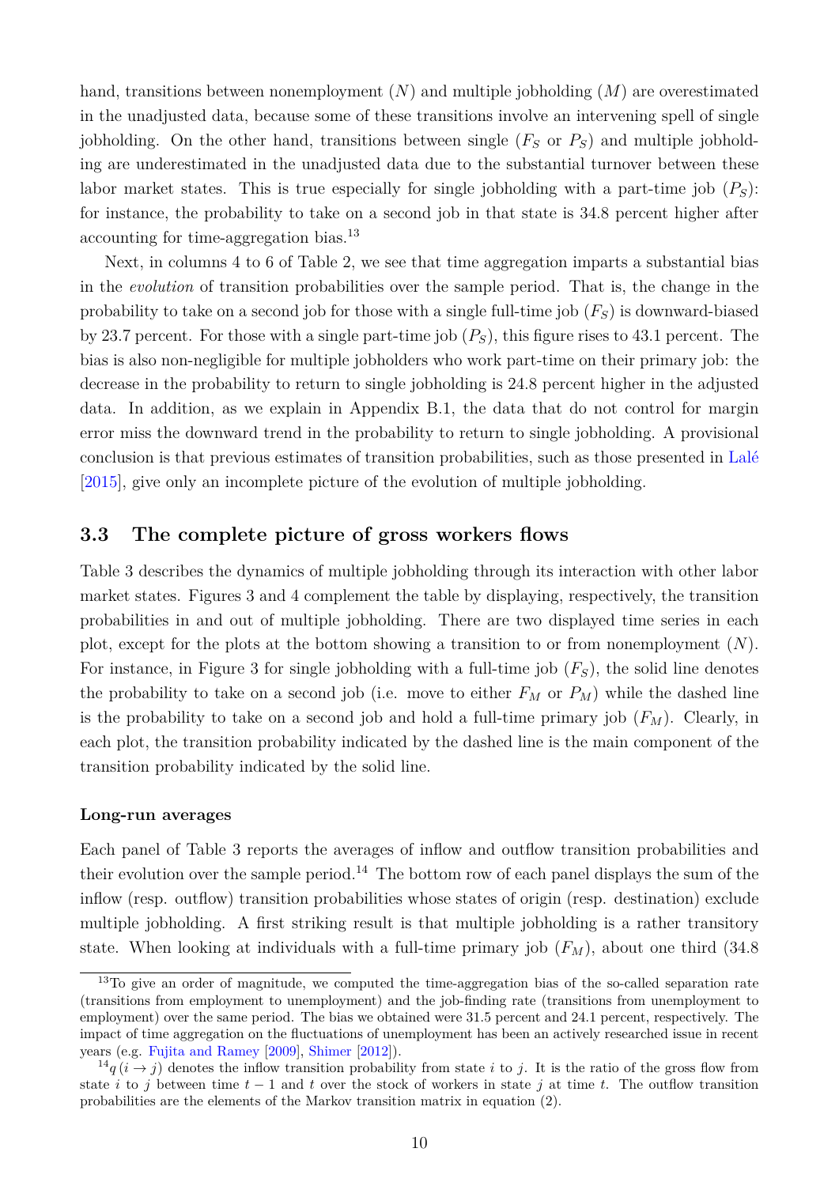hand, transitions between nonemployment ($N$) and multiple jobholding ($M$) are overestimated in the unadjusted data, because some of these transitions involve an intervening spell of single jobholding. On the other hand, transitions between single ($F_S$ or $P_S$) and multiple jobholding are underestimated in the unadjusted data due to the substantial turnover between these labor market states. This is true especially for single jobholding with a part-time job ($P_S$): for instance, the probability to take on a second job in that state is 34.8 percent higher after accounting for time-aggregation bias.[13]

Next, in columns 4 to 6 of Table 2, we see that time aggregation imparts a substantial bias in the *evolution* of transition probabilities over the sample period. That is, the change in the probability to take on a second job for those with a single full-time job ($F_S$) is downward-biased by 23.7 percent. For those with a single part-time job ($P_S$), this figure rises to 43.1 percent. The bias is also non-negligible for multiple jobholders who work part-time on their primary job: the decrease in the probability to return to single jobholding is 24.8 percent higher in the adjusted data. In addition, as we explain in Appendix B.1, the data that do not control for margin error miss the downward trend in the probability to return to single jobholding. A provisional conclusion is that previous estimates of transition probabilities, such as those presented in Lalé [2015], give only an incomplete picture of the evolution of multiple jobholding.

## 3.3 The complete picture of gross workers flows

Table 3 describes the dynamics of multiple jobholding through its interaction with other labor market states. Figures 3 and 4 complement the table by displaying, respectively, the transition probabilities in and out of multiple jobholding. There are two displayed time series in each plot, except for the plots at the bottom showing a transition to or from nonemployment ($N$). For instance, in Figure 3 for single jobholding with a full-time job ($F_S$), the solid line denotes the probability to take on a second job (i.e. move to either $F_M$ or $P_M$) while the dashed line is the probability to take on a second job and hold a full-time primary job ($F_M$). Clearly, in each plot, the transition probability indicated by the dashed line is the main component of the transition probability indicated by the solid line.

#### Long-run averages

Each panel of Table 3 reports the averages of inflow and outflow transition probabilities and their evolution over the sample period.[14] The bottom row of each panel displays the sum of the inflow (resp. outflow) transition probabilities whose states of origin (resp. destination) exclude multiple jobholding. A first striking result is that multiple jobholding is a rather transitory state. When looking at individuals with a full-time primary job ($F_M$), about one third (34.8

---

[13] To give an order of magnitude, we computed the time-aggregation bias of the so-called separation rate (transitions from employment to unemployment) and the job-finding rate (transitions from unemployment to employment) over the same period. The bias we obtained were 31.5 percent and 24.1 percent, respectively. The impact of time aggregation on the fluctuations of unemployment has been an actively researched issue in recent years (e.g. Fujita and Ramey [2009], Shimer [2012]).

[14] $q(i \to j)$ denotes the inflow transition probability from state $i$ to $j$. It is the ratio of the gross flow from state $i$ to $j$ between time $t-1$ and $t$ over the stock of workers in state $j$ at time $t$. The outflow transition probabilities are the elements of the Markov transition matrix in equation (2).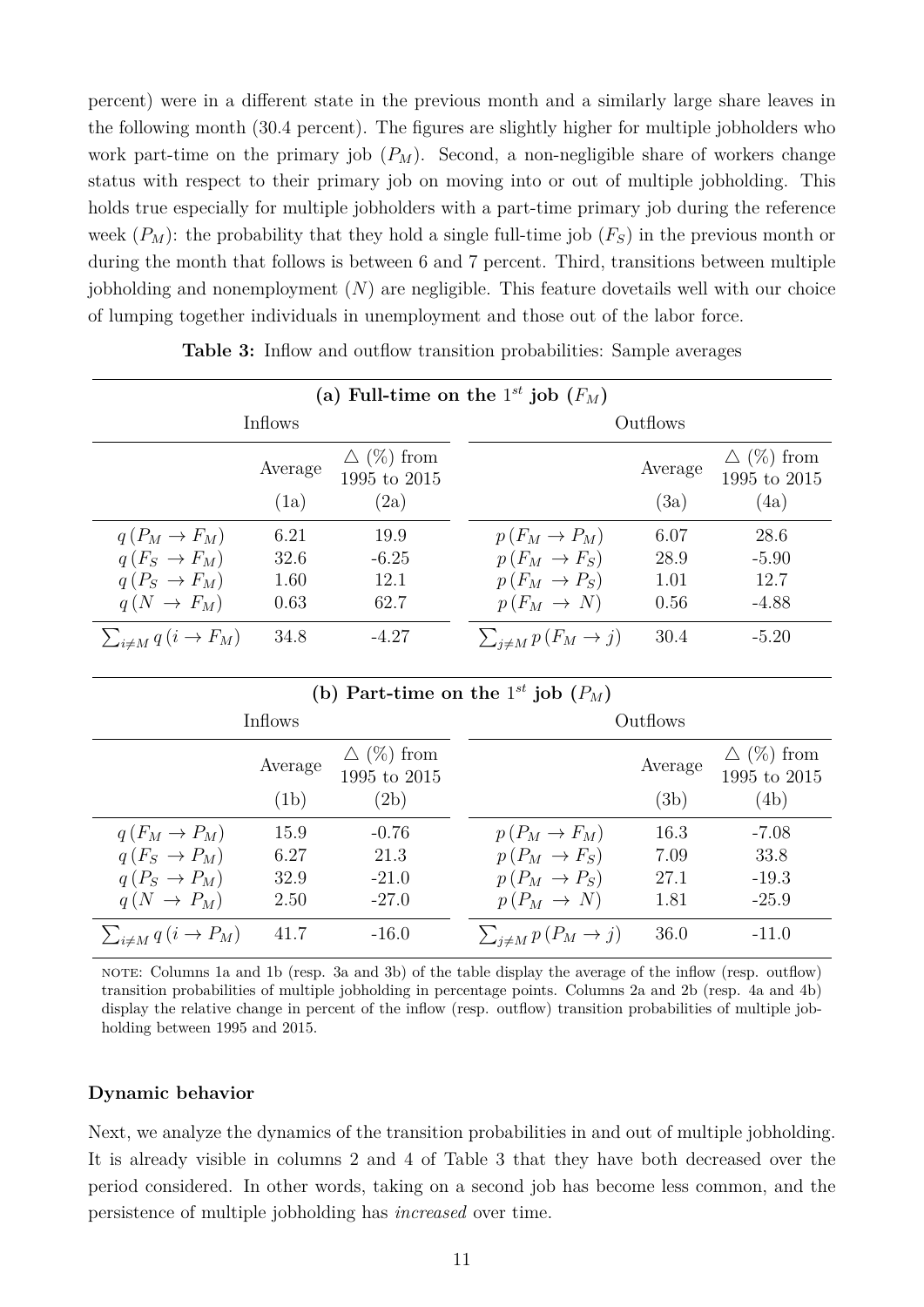percent) were in a different state in the previous month and a similarly large share leaves in the following month (30.4 percent). The figures are slightly higher for multiple jobholders who work part-time on the primary job ($P_M$). Second, a non-negligible share of workers change status with respect to their primary job on moving into or out of multiple jobholding. This holds true especially for multiple jobholders with a part-time primary job during the reference week ($P_M$): the probability that they hold a single full-time job ($F_S$) in the previous month or during the month that follows is between 6 and 7 percent. Third, transitions between multiple jobholding and nonemployment ($N$) are negligible. This feature dovetails well with our choice of lumping together individuals in unemployment and those out of the labor force.

**Table 3:** Inflow and outflow transition probabilities: Sample averages

**(a) Full-time on the $1^{st}$ job ($F_M$)**

| Inflows | Average (1a) | $\triangle$ (%) from 1995 to 2015 (2a) | Outflows | Average (3a) | $\triangle$ (%) from 1995 to 2015 (4a) |
|---|---|---|---|---|---|
| $q(P_M \to F_M)$ | 6.21 | 19.9 | $p(F_M \to P_M)$ | 6.07 | 28.6 |
| $q(F_S \to F_M)$ | 32.6 | -6.25 | $p(F_M \to F_S)$ | 28.9 | -5.90 |
| $q(P_S \to F_M)$ | 1.60 | 12.1 | $p(F_M \to P_S)$ | 1.01 | 12.7 |
| $q(N \to F_M)$ | 0.63 | 62.7 | $p(F_M \to N)$ | 0.56 | -4.88 |
| $\sum_{i \neq M} q(i \to F_M)$ | 34.8 | -4.27 | $\sum_{j \neq M} p(F_M \to j)$ | 30.4 | -5.20 |

**(b) Part-time on the $1^{st}$ job ($P_M$)**

| Inflows | Average (1b) | $\triangle$ (%) from 1995 to 2015 (2b) | Outflows | Average (3b) | $\triangle$ (%) from 1995 to 2015 (4b) |
|---|---|---|---|---|---|
| $q(F_M \to P_M)$ | 15.9 | -0.76 | $p(P_M \to F_M)$ | 16.3 | -7.08 |
| $q(F_S \to P_M)$ | 6.27 | 21.3 | $p(P_M \to F_S)$ | 7.09 | 33.8 |
| $q(P_S \to P_M)$ | 32.9 | -21.0 | $p(P_M \to P_S)$ | 27.1 | -19.3 |
| $q(N \to P_M)$ | 2.50 | -27.0 | $p(P_M \to N)$ | 1.81 | -25.9 |
| $\sum_{i \neq M} q(i \to P_M)$ | 41.7 | -16.0 | $\sum_{j \neq M} p(P_M \to j)$ | 36.0 | -11.0 |

NOTE: Columns 1a and 1b (resp. 3a and 3b) of the table display the average of the inflow (resp. outflow) transition probabilities of multiple jobholding in percentage points. Columns 2a and 2b (resp. 4a and 4b) display the relative change in percent of the inflow (resp. outflow) transition probabilities of multiple jobholding between 1995 and 2015.

#### Dynamic behavior

Next, we analyze the dynamics of the transition probabilities in and out of multiple jobholding. It is already visible in columns 2 and 4 of Table 3 that they have both decreased over the period considered. In other words, taking on a second job has become less common, and the persistence of multiple jobholding has *increased* over time.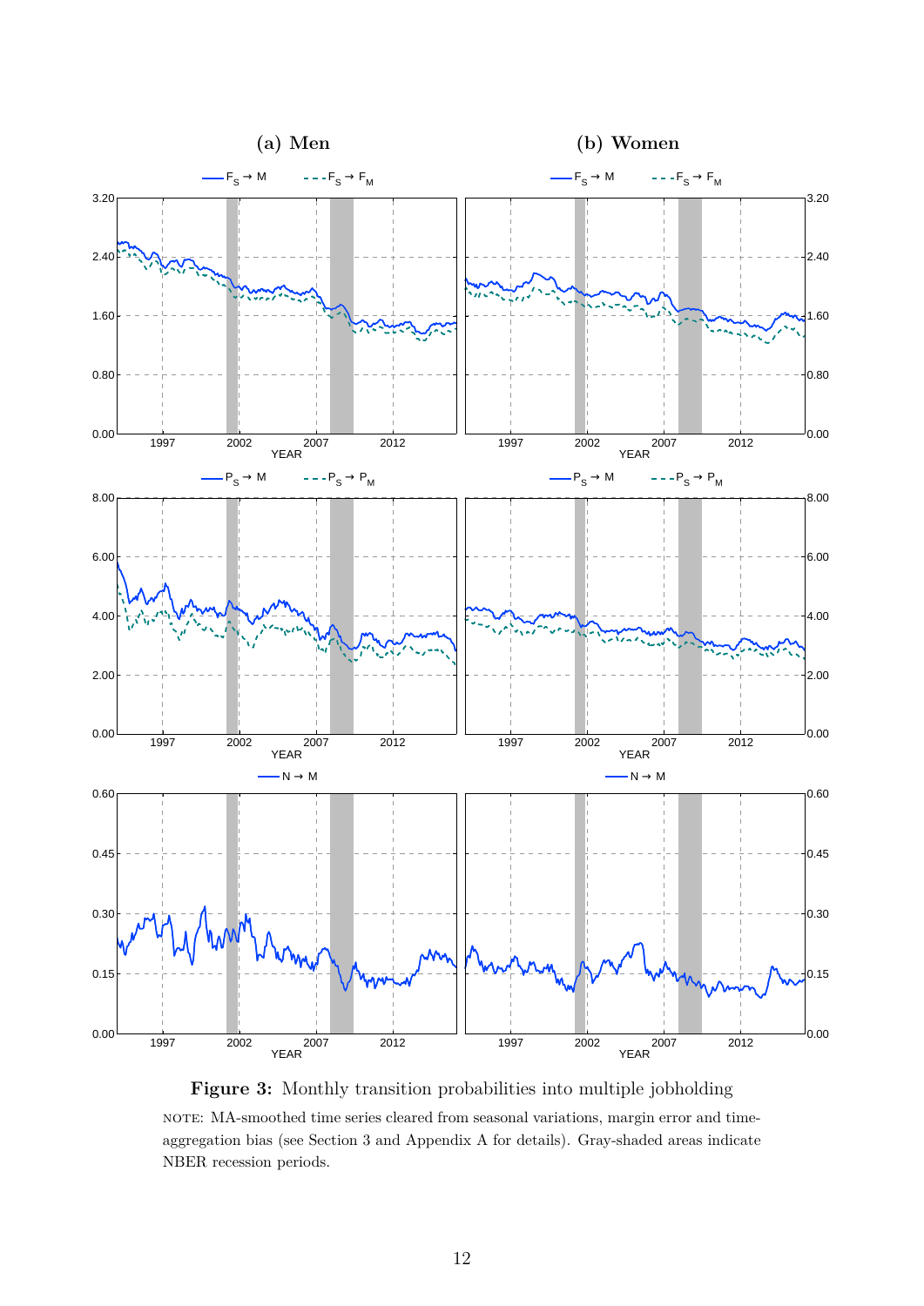**Figure 3:** Monthly transition probabilities into multiple jobholding

NOTE: MA-smoothed time series cleared from seasonal variations, margin error and time-aggregation bias (see Section 3 and Appendix A for details). Gray-shaded areas indicate NBER recession periods.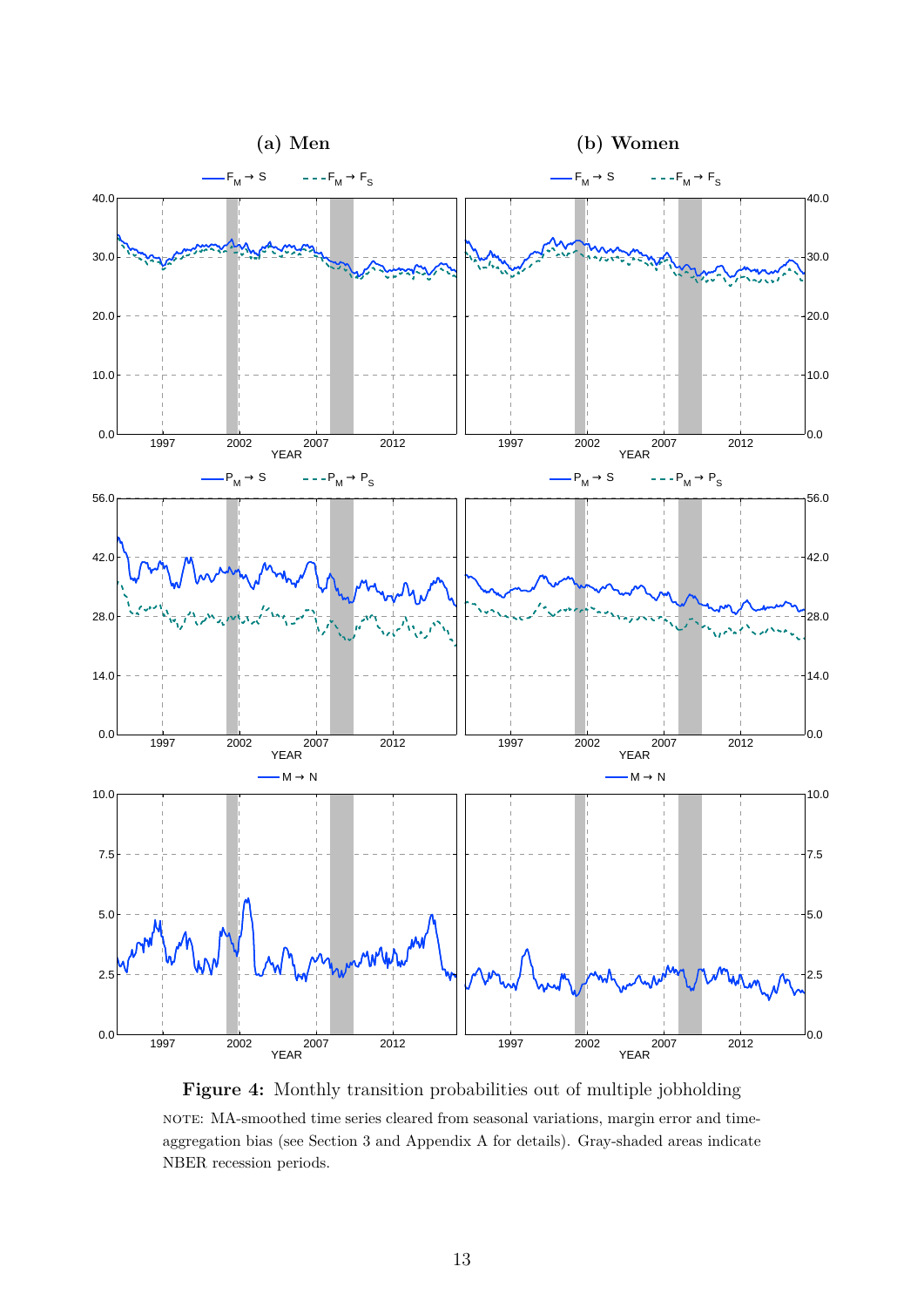**Figure 4:** Monthly transition probabilities out of multiple jobholding

NOTE: MA-smoothed time series cleared from seasonal variations, margin error and time-aggregation bias (see Section 3 and Appendix A for details). Gray-shaded areas indicate NBER recession periods.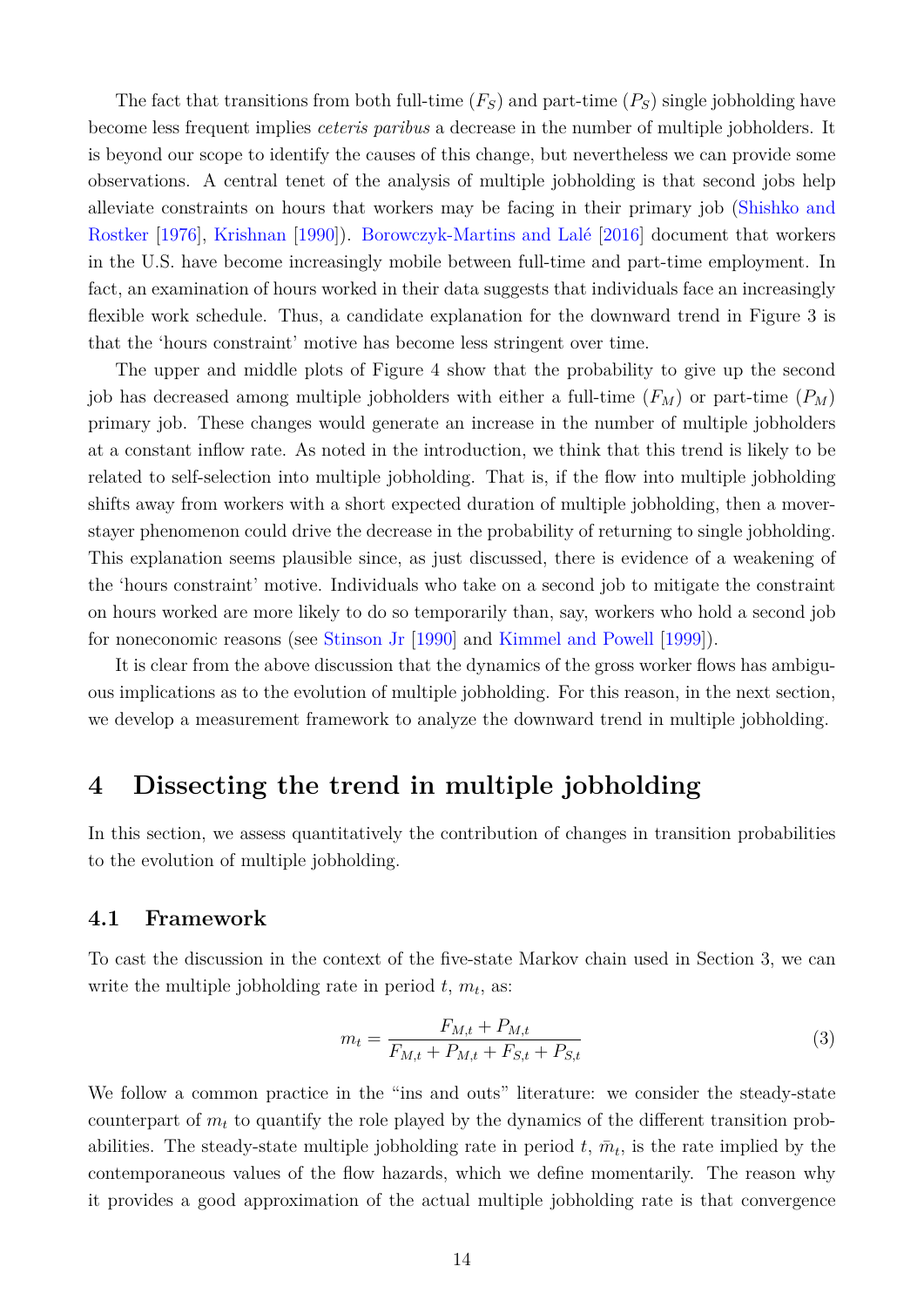The fact that transitions from both full-time ($F_S$) and part-time ($P_S$) single jobholding have become less frequent implies *ceteris paribus* a decrease in the number of multiple jobholders. It is beyond our scope to identify the causes of this change, but nevertheless we can provide some observations. A central tenet of the analysis of multiple jobholding is that second jobs help alleviate constraints on hours that workers may be facing in their primary job (Shishko and Rostker [1976], Krishnan [1990]). Borowczyk-Martins and Lalé [2016] document that workers in the U.S. have become increasingly mobile between full-time and part-time employment. In fact, an examination of hours worked in their data suggests that individuals face an increasingly flexible work schedule. Thus, a candidate explanation for the downward trend in Figure 3 is that the 'hours constraint' motive has become less stringent over time.

The upper and middle plots of Figure 4 show that the probability to give up the second job has decreased among multiple jobholders with either a full-time ($F_M$) or part-time ($P_M$) primary job. These changes would generate an increase in the number of multiple jobholders at a constant inflow rate. As noted in the introduction, we think that this trend is likely to be related to self-selection into multiple jobholding. That is, if the flow into multiple jobholding shifts away from workers with a short expected duration of multiple jobholding, then a mover-stayer phenomenon could drive the decrease in the probability of returning to single jobholding. This explanation seems plausible since, as just discussed, there is evidence of a weakening of the 'hours constraint' motive. Individuals who take on a second job to mitigate the constraint on hours worked are more likely to do so temporarily than, say, workers who hold a second job for noneconomic reasons (see Stinson Jr [1990] and Kimmel and Powell [1999]).

It is clear from the above discussion that the dynamics of the gross worker flows has ambiguous implications as to the evolution of multiple jobholding. For this reason, in the next section, we develop a measurement framework to analyze the downward trend in multiple jobholding.

# 4 Dissecting the trend in multiple jobholding

In this section, we assess quantitatively the contribution of changes in transition probabilities to the evolution of multiple jobholding.

## 4.1 Framework

To cast the discussion in the context of the five-state Markov chain used in Section 3, we can write the multiple jobholding rate in period $t$, $m_t$, as:

$$m_t = \frac{F_{M,t} + P_{M,t}}{F_{M,t} + P_{M,t} + F_{S,t} + P_{S,t}} \tag{3}$$

We follow a common practice in the "ins and outs" literature: we consider the steady-state counterpart of $m_t$ to quantify the role played by the dynamics of the different transition probabilities. The steady-state multiple jobholding rate in period $t$, $\bar{m}_t$, is the rate implied by the contemporaneous values of the flow hazards, which we define momentarily. The reason why it provides a good approximation of the actual multiple jobholding rate is that convergence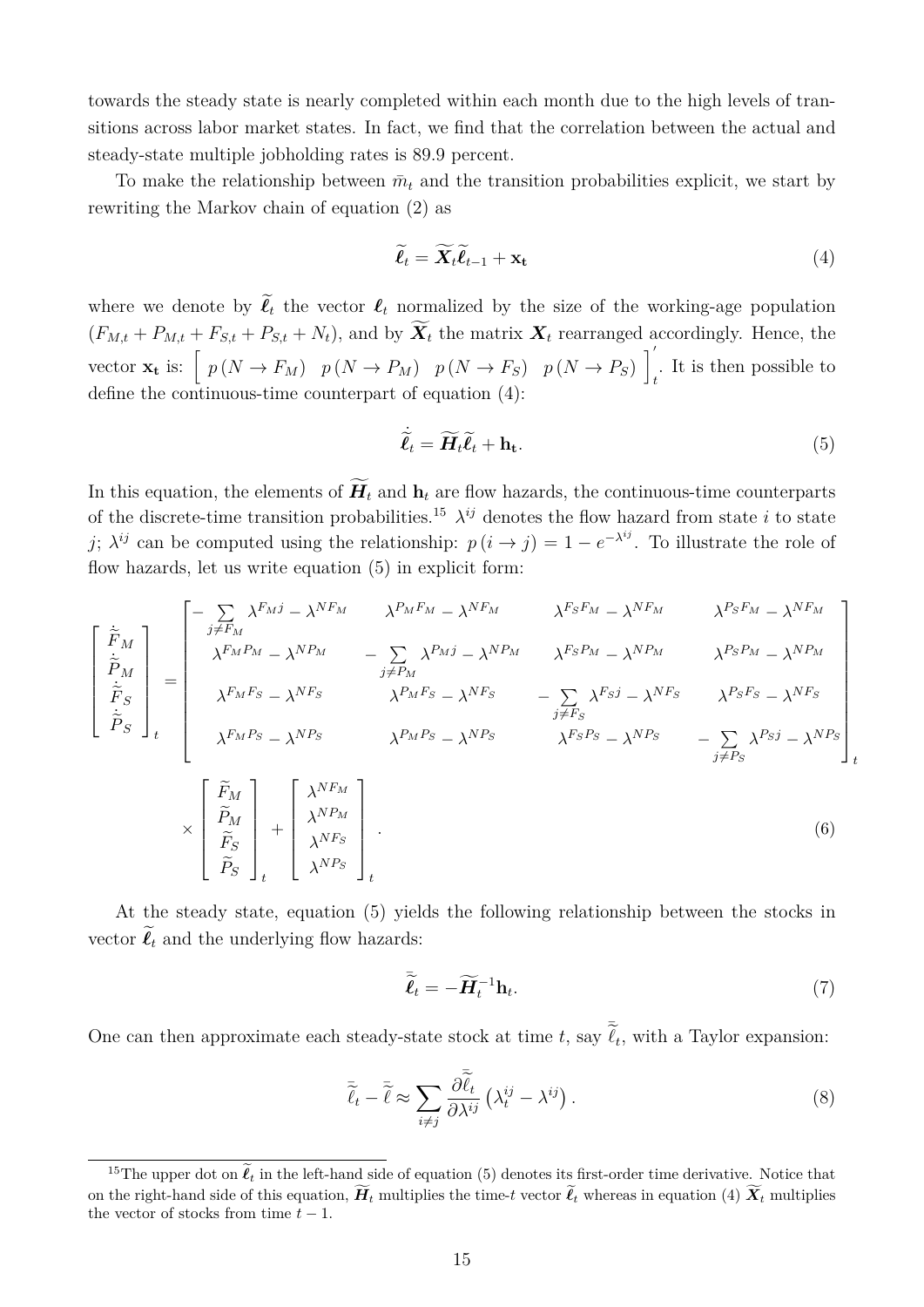towards the steady state is nearly completed within each month due to the high levels of transitions across labor market states. In fact, we find that the correlation between the actual and steady-state multiple jobholding rates is 89.9 percent.

To make the relationship between $\bar{m}_t$ and the transition probabilities explicit, we start by rewriting the Markov chain of equation (2) as

$$\widetilde{\boldsymbol{\ell}}_t = \widetilde{\boldsymbol{X}}_t \widetilde{\boldsymbol{\ell}}_{t-1} + \mathbf{x_t} \tag{4}$$

where we denote by $\widetilde{\boldsymbol{\ell}}_t$ the vector $\boldsymbol{\ell}_t$ normalized by the size of the working-age population $(F_{M,t} + P_{M,t} + F_{S,t} + P_{S,t} + N_t)$, and by $\widetilde{\boldsymbol{X}}_t$ the matrix $\boldsymbol{X}_t$ rearranged accordingly. Hence, the vector $\mathbf{x_t}$ is: $\begin{bmatrix} p\,(N \to F_M) & p\,(N \to P_M) & p\,(N \to F_S) & p\,(N \to P_S) \end{bmatrix}_t'$. It is then possible to define the continuous-time counterpart of equation (4):

$$\dot{\widetilde{\boldsymbol{\ell}}}_t = \widetilde{\boldsymbol{H}}_t \widetilde{\boldsymbol{\ell}}_t + \mathbf{h_t}. \tag{5}$$

In this equation, the elements of $\widetilde{\boldsymbol{H}}_t$ and $\mathbf{h}_t$ are flow hazards, the continuous-time counterparts of the discrete-time transition probabilities.[15] $\lambda^{ij}$ denotes the flow hazard from state $i$ to state $j$; $\lambda^{ij}$ can be computed using the relationship: $p\,(i \to j) = 1 - e^{-\lambda^{ij}}$. To illustrate the role of flow hazards, let us write equation (5) in explicit form:

$$\begin{bmatrix} \dot{\widetilde{F}}_M \\ \dot{\widetilde{P}}_M \\ \dot{\widetilde{F}}_S \\ \dot{\widetilde{P}}_S \end{bmatrix}_t = \begin{bmatrix} -\sum\limits_{j \neq F_M} \lambda^{F_M j} - \lambda^{NF_M} & \lambda^{P_M F_M} - \lambda^{NF_M} & \lambda^{F_S F_M} - \lambda^{NF_M} & \lambda^{P_S F_M} - \lambda^{NF_M} \\ \lambda^{F_M P_M} - \lambda^{NP_M} & -\sum\limits_{j \neq P_M} \lambda^{P_M j} - \lambda^{NP_M} & \lambda^{F_S P_M} - \lambda^{NP_M} & \lambda^{P_S P_M} - \lambda^{NP_M} \\ \lambda^{F_M F_S} - \lambda^{NF_S} & \lambda^{P_M F_S} - \lambda^{NF_S} & -\sum\limits_{j \neq F_S} \lambda^{F_S j} - \lambda^{NF_S} & \lambda^{P_S F_S} - \lambda^{NF_S} \\ \lambda^{F_M P_S} - \lambda^{NP_S} & \lambda^{P_M P_S} - \lambda^{NP_S} & \lambda^{F_S P_S} - \lambda^{NP_S} & -\sum\limits_{j \neq P_S} \lambda^{P_S j} - \lambda^{NP_S} \end{bmatrix}_t \times \begin{bmatrix} \widetilde{F}_M \\ \widetilde{P}_M \\ \widetilde{F}_S \\ \widetilde{P}_S \end{bmatrix}_t + \begin{bmatrix} \lambda^{NF_M} \\ \lambda^{NP_M} \\ \lambda^{NF_S} \\ \lambda^{NP_S} \end{bmatrix}_t. \tag{6}$$

At the steady state, equation (5) yields the following relationship between the stocks in vector $\widetilde{\boldsymbol{\ell}}_t$ and the underlying flow hazards:

$$\bar{\widetilde{\boldsymbol{\ell}}}_t = -\widetilde{\boldsymbol{H}}_t^{-1} \mathbf{h}_t. \tag{7}$$

One can then approximate each steady-state stock at time $t$, say $\bar{\widetilde{\ell}}_t$, with a Taylor expansion:

$$\bar{\widetilde{\ell}}_t - \bar{\widetilde{\ell}} \approx \sum_{i \neq j} \frac{\partial \bar{\widetilde{\ell}}_t}{\partial \lambda^{ij}} \left( \lambda_t^{ij} - \lambda^{ij} \right). \tag{8}$$

---

[15] The upper dot on $\widetilde{\boldsymbol{\ell}}_t$ in the left-hand side of equation (5) denotes its first-order time derivative. Notice that on the right-hand side of this equation, $\widetilde{\boldsymbol{H}}_t$ multiplies the time-$t$ vector $\widetilde{\boldsymbol{\ell}}_t$ whereas in equation (4) $\widetilde{\boldsymbol{X}}_t$ multiplies the vector of stocks from time $t-1$.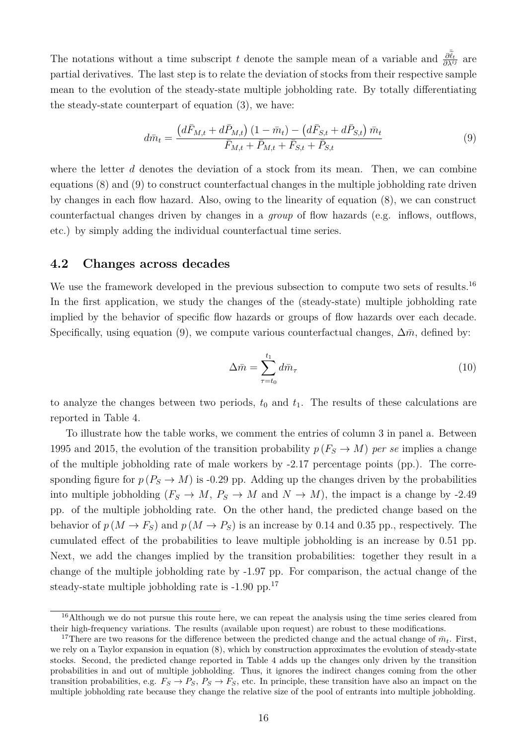The notations without a time subscript $t$ denote the sample mean of a variable and $\frac{\partial \bar{\bar{\ell}}_t}{\partial \lambda^{ij}}$ are partial derivatives. The last step is to relate the deviation of stocks from their respective sample mean to the evolution of the steady-state multiple jobholding rate. By totally differentiating the steady-state counterpart of equation (3), we have:

$$d\bar{m}_t = \frac{\left(d\bar{F}_{M,t} + d\bar{P}_{M,t}\right)(1 - \bar{m}_t) - \left(d\bar{F}_{S,t} + d\bar{P}_{S,t}\right)\bar{m}_t}{\bar{F}_{M,t} + \bar{P}_{M,t} + \bar{F}_{S,t} + \bar{P}_{S,t}} \tag{9}$$

where the letter $d$ denotes the deviation of a stock from its mean. Then, we can combine equations (8) and (9) to construct counterfactual changes in the multiple jobholding rate driven by changes in each flow hazard. Also, owing to the linearity of equation (8), we can construct counterfactual changes driven by changes in a *group* of flow hazards (e.g. inflows, outflows, etc.) by simply adding the individual counterfactual time series.

## 4.2 Changes across decades

We use the framework developed in the previous subsection to compute two sets of results.[16] In the first application, we study the changes of the (steady-state) multiple jobholding rate implied by the behavior of specific flow hazards or groups of flow hazards over each decade. Specifically, using equation (9), we compute various counterfactual changes, $\Delta\bar{m}$, defined by:

$$\Delta\bar{m} = \sum_{\tau=t_0}^{t_1} d\bar{m}_\tau \tag{10}$$

to analyze the changes between two periods, $t_0$ and $t_1$. The results of these calculations are reported in Table 4.

To illustrate how the table works, we comment the entries of column 3 in panel a. Between 1995 and 2015, the evolution of the transition probability $p(F_S \to M)$ *per se* implies a change of the multiple jobholding rate of male workers by -2.17 percentage points (pp.). The corresponding figure for $p(P_S \to M)$ is -0.29 pp. Adding up the changes driven by the probabilities into multiple jobholding ($F_S \to M$, $P_S \to M$ and $N \to M$), the impact is a change by -2.49 pp. of the multiple jobholding rate. On the other hand, the predicted change based on the behavior of $p(M \to F_S)$ and $p(M \to P_S)$ is an increase by 0.14 and 0.35 pp., respectively. The cumulated effect of the probabilities to leave multiple jobholding is an increase by 0.51 pp. Next, we add the changes implied by the transition probabilities: together they result in a change of the multiple jobholding rate by -1.97 pp. For comparison, the actual change of the steady-state multiple jobholding rate is -1.90 pp.[17]

[16] Although we do not pursue this route here, we can repeat the analysis using the time series cleared from their high-frequency variations. The results (available upon request) are robust to these modifications.

[17] There are two reasons for the difference between the predicted change and the actual change of $\bar{m}_t$. First, we rely on a Taylor expansion in equation (8), which by construction approximates the evolution of steady-state stocks. Second, the predicted change reported in Table 4 adds up the changes only driven by the transition probabilities in and out of multiple jobholding. Thus, it ignores the indirect changes coming from the other transition probabilities, e.g. $F_S \to P_S$, $P_S \to F_S$, etc. In principle, these transition have also an impact on the multiple jobholding rate because they change the relative size of the pool of entrants into multiple jobholding.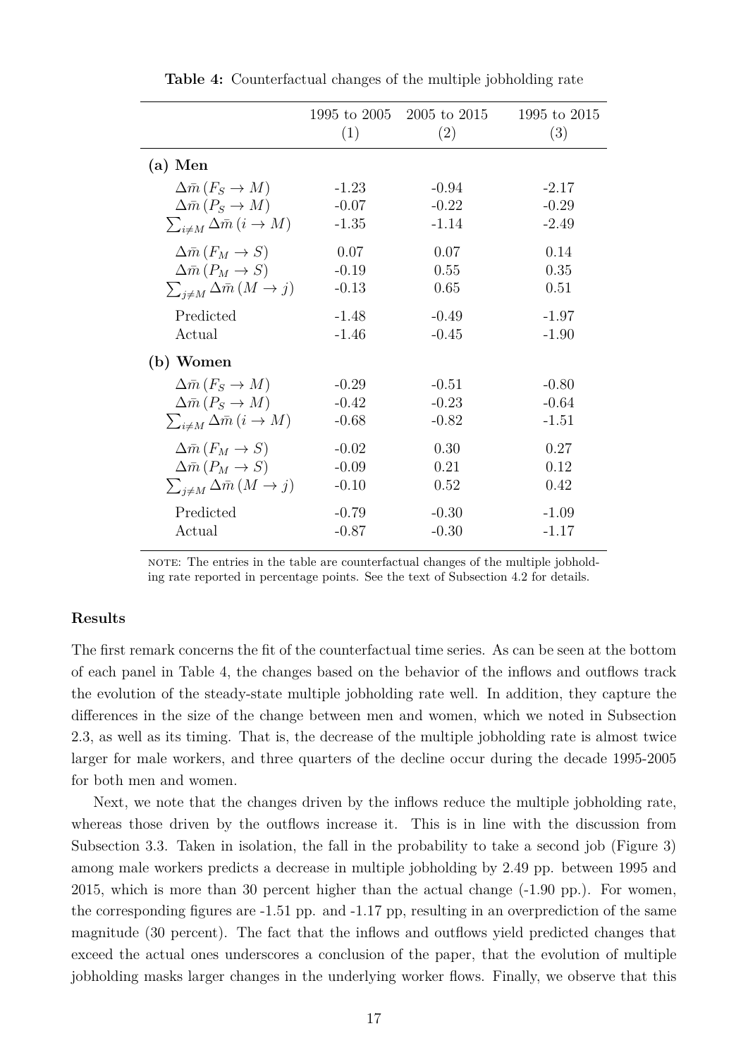**Table 4:** Counterfactual changes of the multiple jobholding rate

| | 1995 to 2005 (1) | 2005 to 2015 (2) | 1995 to 2015 (3) |
|---|---|---|---|
| **(a) Men** | | | |
| $\Delta\bar{m}\,(F_S \to M)$ | -1.23 | -0.94 | -2.17 |
| $\Delta\bar{m}\,(P_S \to M)$ | -0.07 | -0.22 | -0.29 |
| $\sum_{i \neq M} \Delta\bar{m}\,(i \to M)$ | -1.35 | -1.14 | -2.49 |
| $\Delta\bar{m}\,(F_M \to S)$ | 0.07 | 0.07 | 0.14 |
| $\Delta\bar{m}\,(P_M \to S)$ | -0.19 | 0.55 | 0.35 |
| $\sum_{j \neq M} \Delta\bar{m}\,(M \to j)$ | -0.13 | 0.65 | 0.51 |
| Predicted | -1.48 | -0.49 | -1.97 |
| Actual | -1.46 | -0.45 | -1.90 |
| **(b) Women** | | | |
| $\Delta\bar{m}\,(F_S \to M)$ | -0.29 | -0.51 | -0.80 |
| $\Delta\bar{m}\,(P_S \to M)$ | -0.42 | -0.23 | -0.64 |
| $\sum_{i \neq M} \Delta\bar{m}\,(i \to M)$ | -0.68 | -0.82 | -1.51 |
| $\Delta\bar{m}\,(F_M \to S)$ | -0.02 | 0.30 | 0.27 |
| $\Delta\bar{m}\,(P_M \to S)$ | -0.09 | 0.21 | 0.12 |
| $\sum_{j \neq M} \Delta\bar{m}\,(M \to j)$ | -0.10 | 0.52 | 0.42 |
| Predicted | -0.79 | -0.30 | -1.09 |
| Actual | -0.87 | -0.30 | -1.17 |

NOTE: The entries in the table are counterfactual changes of the multiple jobholding rate reported in percentage points. See the text of Subsection 4.2 for details.

#### Results

The first remark concerns the fit of the counterfactual time series. As can be seen at the bottom of each panel in Table 4, the changes based on the behavior of the inflows and outflows track the evolution of the steady-state multiple jobholding rate well. In addition, they capture the differences in the size of the change between men and women, which we noted in Subsection 2.3, as well as its timing. That is, the decrease of the multiple jobholding rate is almost twice larger for male workers, and three quarters of the decline occur during the decade 1995-2005 for both men and women.

Next, we note that the changes driven by the inflows reduce the multiple jobholding rate, whereas those driven by the outflows increase it. This is in line with the discussion from Subsection 3.3. Taken in isolation, the fall in the probability to take a second job (Figure 3) among male workers predicts a decrease in multiple jobholding by 2.49 pp. between 1995 and 2015, which is more than 30 percent higher than the actual change (-1.90 pp.). For women, the corresponding figures are -1.51 pp. and -1.17 pp, resulting in an overprediction of the same magnitude (30 percent). The fact that the inflows and outflows yield predicted changes that exceed the actual ones underscores a conclusion of the paper, that the evolution of multiple jobholding masks larger changes in the underlying worker flows. Finally, we observe that this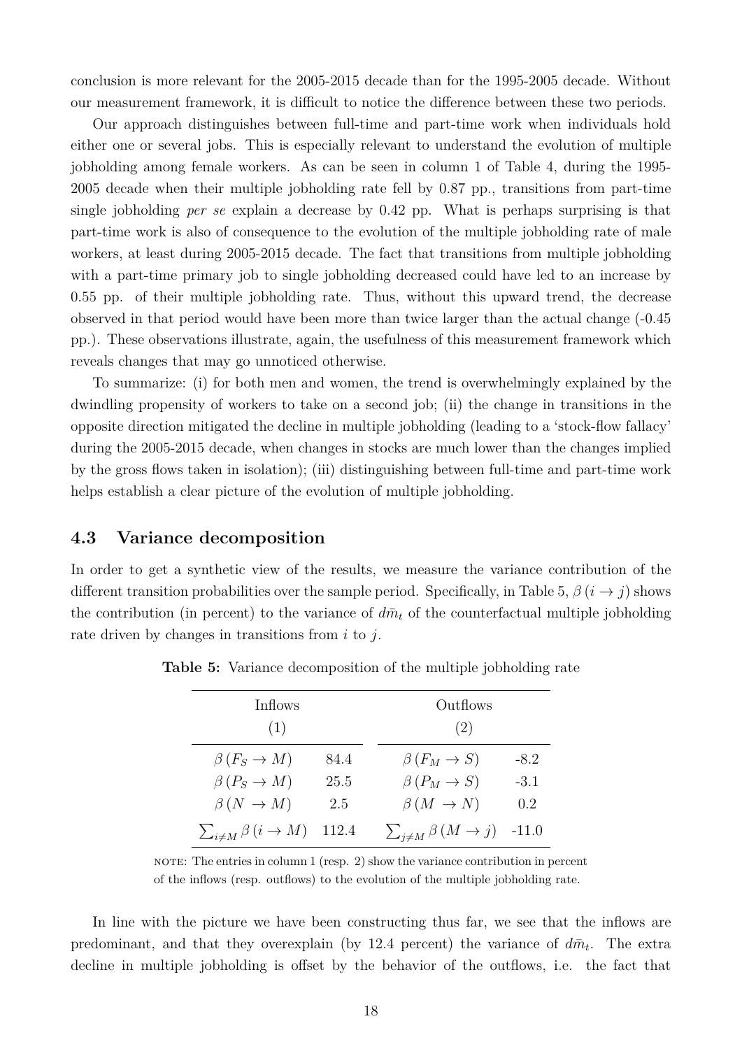conclusion is more relevant for the 2005-2015 decade than for the 1995-2005 decade. Without our measurement framework, it is difficult to notice the difference between these two periods.

Our approach distinguishes between full-time and part-time work when individuals hold either one or several jobs. This is especially relevant to understand the evolution of multiple jobholding among female workers. As can be seen in column 1 of Table 4, during the 1995-2005 decade when their multiple jobholding rate fell by 0.87 pp., transitions from part-time single jobholding *per se* explain a decrease by 0.42 pp. What is perhaps surprising is that part-time work is also of consequence to the evolution of the multiple jobholding rate of male workers, at least during 2005-2015 decade. The fact that transitions from multiple jobholding with a part-time primary job to single jobholding decreased could have led to an increase by 0.55 pp. of their multiple jobholding rate. Thus, without this upward trend, the decrease observed in that period would have been more than twice larger than the actual change (-0.45 pp.). These observations illustrate, again, the usefulness of this measurement framework which reveals changes that may go unnoticed otherwise.

To summarize: (i) for both men and women, the trend is overwhelmingly explained by the dwindling propensity of workers to take on a second job; (ii) the change in transitions in the opposite direction mitigated the decline in multiple jobholding (leading to a 'stock-flow fallacy' during the 2005-2015 decade, when changes in stocks are much lower than the changes implied by the gross flows taken in isolation); (iii) distinguishing between full-time and part-time work helps establish a clear picture of the evolution of multiple jobholding.

### 4.3 Variance decomposition

In order to get a synthetic view of the results, we measure the variance contribution of the different transition probabilities over the sample period. Specifically, in Table 5, $\beta(i \to j)$ shows the contribution (in percent) to the variance of $d\bar{m}_t$ of the counterfactual multiple jobholding rate driven by changes in transitions from $i$ to $j$.

**Table 5:** Variance decomposition of the multiple jobholding rate

| Inflows (1) | | Outflows (2) | |
|---|---|---|---|
| $\beta(F_S \to M)$ | 84.4 | $\beta(F_M \to S)$ | -8.2 |
| $\beta(P_S \to M)$ | 25.5 | $\beta(P_M \to S)$ | -3.1 |
| $\beta(N \to M)$ | 2.5 | $\beta(M \to N)$ | 0.2 |
| $\sum_{i \neq M} \beta(i \to M)$ | 112.4 | $\sum_{j \neq M} \beta(M \to j)$ | -11.0 |

NOTE: The entries in column 1 (resp. 2) show the variance contribution in percent of the inflows (resp. outflows) to the evolution of the multiple jobholding rate.

In line with the picture we have been constructing thus far, we see that the inflows are predominant, and that they overexplain (by 12.4 percent) the variance of $d\bar{m}_t$. The extra decline in multiple jobholding is offset by the behavior of the outflows, i.e. the fact that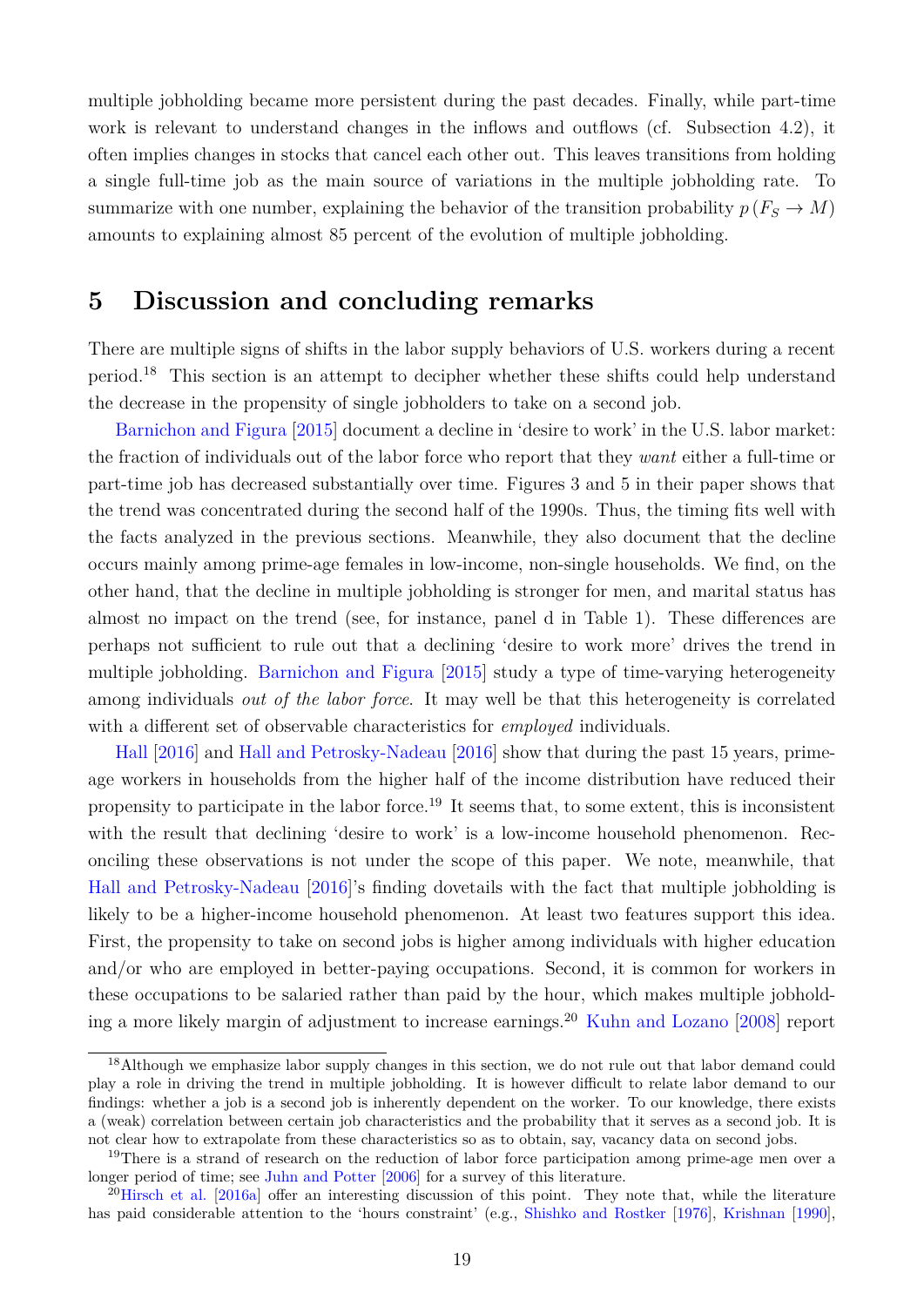multiple jobholding became more persistent during the past decades. Finally, while part-time work is relevant to understand changes in the inflows and outflows (cf. Subsection 4.2), it often implies changes in stocks that cancel each other out. This leaves transitions from holding a single full-time job as the main source of variations in the multiple jobholding rate. To summarize with one number, explaining the behavior of the transition probability $p(F_S \rightarrow M)$ amounts to explaining almost 85 percent of the evolution of multiple jobholding.

## 5 Discussion and concluding remarks

There are multiple signs of shifts in the labor supply behaviors of U.S. workers during a recent period.[18] This section is an attempt to decipher whether these shifts could help understand the decrease in the propensity of single jobholders to take on a second job.

Barnichon and Figura [2015] document a decline in 'desire to work' in the U.S. labor market: the fraction of individuals out of the labor force who report that they *want* either a full-time or part-time job has decreased substantially over time. Figures 3 and 5 in their paper shows that the trend was concentrated during the second half of the 1990s. Thus, the timing fits well with the facts analyzed in the previous sections. Meanwhile, they also document that the decline occurs mainly among prime-age females in low-income, non-single households. We find, on the other hand, that the decline in multiple jobholding is stronger for men, and marital status has almost no impact on the trend (see, for instance, panel d in Table 1). These differences are perhaps not sufficient to rule out that a declining 'desire to work more' drives the trend in multiple jobholding. Barnichon and Figura [2015] study a type of time-varying heterogeneity among individuals *out of the labor force*. It may well be that this heterogeneity is correlated with a different set of observable characteristics for *employed* individuals.

Hall [2016] and Hall and Petrosky-Nadeau [2016] show that during the past 15 years, prime-age workers in households from the higher half of the income distribution have reduced their propensity to participate in the labor force.[19] It seems that, to some extent, this is inconsistent with the result that declining 'desire to work' is a low-income household phenomenon. Reconciling these observations is not under the scope of this paper. We note, meanwhile, that Hall and Petrosky-Nadeau [2016]'s finding dovetails with the fact that multiple jobholding is likely to be a higher-income household phenomenon. At least two features support this idea. First, the propensity to take on second jobs is higher among individuals with higher education and/or who are employed in better-paying occupations. Second, it is common for workers in these occupations to be salaried rather than paid by the hour, which makes multiple jobholding a more likely margin of adjustment to increase earnings.[20] Kuhn and Lozano [2008] report

[18] Although we emphasize labor supply changes in this section, we do not rule out that labor demand could play a role in driving the trend in multiple jobholding. It is however difficult to relate labor demand to our findings: whether a job is a second job is inherently dependent on the worker. To our knowledge, there exists a (weak) correlation between certain job characteristics and the probability that it serves as a second job. It is not clear how to extrapolate from these characteristics so as to obtain, say, vacancy data on second jobs.

[19] There is a strand of research on the reduction of labor force participation among prime-age men over a longer period of time; see Juhn and Potter [2006] for a survey of this literature.

[20] Hirsch et al. [2016a] offer an interesting discussion of this point. They note that, while the literature has paid considerable attention to the 'hours constraint' (e.g., Shishko and Rostker [1976], Krishnan [1990],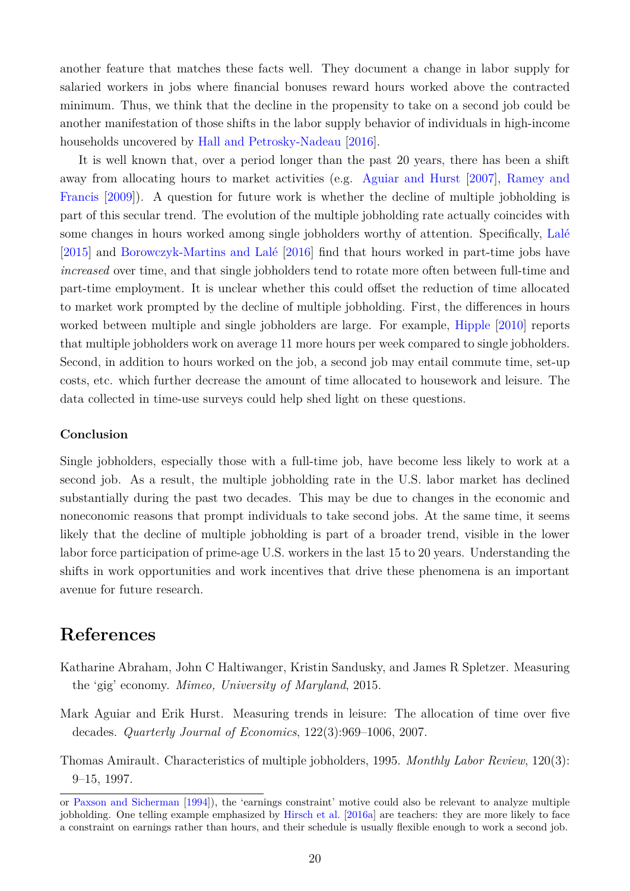another feature that matches these facts well. They document a change in labor supply for salaried workers in jobs where financial bonuses reward hours worked above the contracted minimum. Thus, we think that the decline in the propensity to take on a second job could be another manifestation of those shifts in the labor supply behavior of individuals in high-income households uncovered by Hall and Petrosky-Nadeau [2016].

It is well known that, over a period longer than the past 20 years, there has been a shift away from allocating hours to market activities (e.g. Aguiar and Hurst [2007], Ramey and Francis [2009]). A question for future work is whether the decline of multiple jobholding is part of this secular trend. The evolution of the multiple jobholding rate actually coincides with some changes in hours worked among single jobholders worthy of attention. Specifically, Lalé [2015] and Borowczyk-Martins and Lalé [2016] find that hours worked in part-time jobs have *increased* over time, and that single jobholders tend to rotate more often between full-time and part-time employment. It is unclear whether this could offset the reduction of time allocated to market work prompted by the decline of multiple jobholding. First, the differences in hours worked between multiple and single jobholders are large. For example, Hipple [2010] reports that multiple jobholders work on average 11 more hours per week compared to single jobholders. Second, in addition to hours worked on the job, a second job may entail commute time, set-up costs, etc. which further decrease the amount of time allocated to housework and leisure. The data collected in time-use surveys could help shed light on these questions.

### Conclusion

Single jobholders, especially those with a full-time job, have become less likely to work at a second job. As a result, the multiple jobholding rate in the U.S. labor market has declined substantially during the past two decades. This may be due to changes in the economic and noneconomic reasons that prompt individuals to take second jobs. At the same time, it seems likely that the decline of multiple jobholding is part of a broader trend, visible in the lower labor force participation of prime-age U.S. workers in the last 15 to 20 years. Understanding the shifts in work opportunities and work incentives that drive these phenomena is an important avenue for future research.

# References

Katharine Abraham, John C Haltiwanger, Kristin Sandusky, and James R Spletzer. Measuring the 'gig' economy. *Mimeo, University of Maryland*, 2015.

Mark Aguiar and Erik Hurst. Measuring trends in leisure: The allocation of time over five decades. *Quarterly Journal of Economics*, 122(3):969–1006, 2007.

Thomas Amirault. Characteristics of multiple jobholders, 1995. *Monthly Labor Review*, 120(3): 9–15, 1997.

---

or Paxson and Sicherman [1994]), the 'earnings constraint' motive could also be relevant to analyze multiple jobholding. One telling example emphasized by Hirsch et al. [2016a] are teachers: they are more likely to face a constraint on earnings rather than hours, and their schedule is usually flexible enough to work a second job.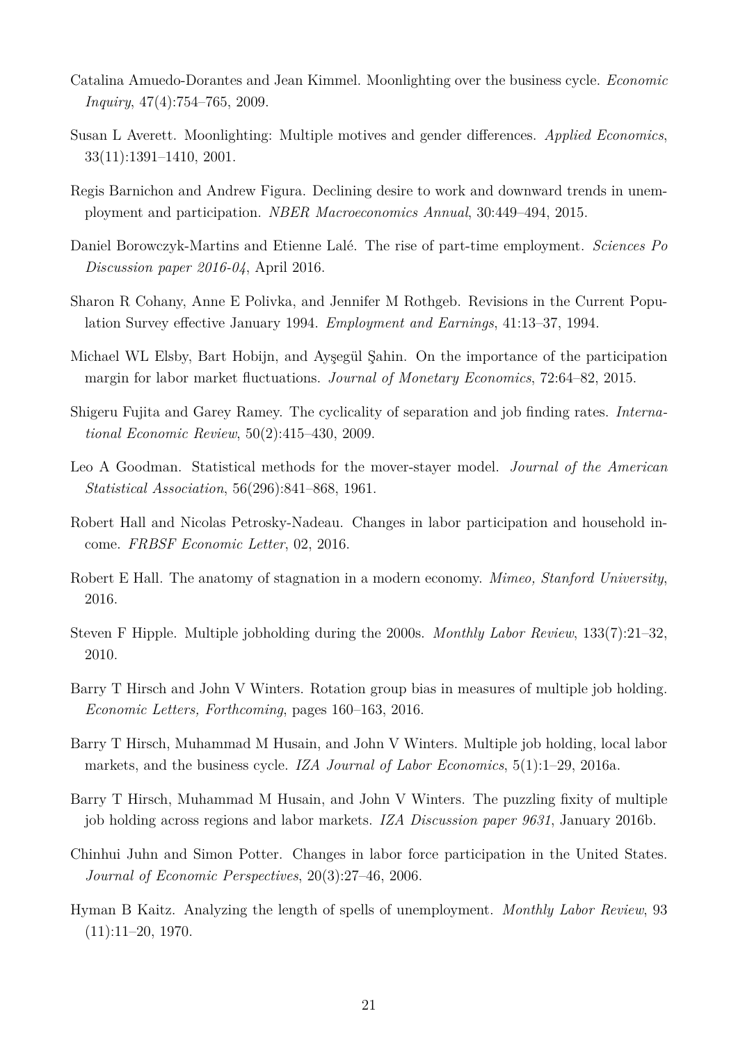Catalina Amuedo-Dorantes and Jean Kimmel. Moonlighting over the business cycle. *Economic Inquiry*, 47(4):754–765, 2009.

Susan L Averett. Moonlighting: Multiple motives and gender differences. *Applied Economics*, 33(11):1391–1410, 2001.

Regis Barnichon and Andrew Figura. Declining desire to work and downward trends in unemployment and participation. *NBER Macroeconomics Annual*, 30:449–494, 2015.

Daniel Borowczyk-Martins and Etienne Lalé. The rise of part-time employment. *Sciences Po Discussion paper 2016-04*, April 2016.

Sharon R Cohany, Anne E Polivka, and Jennifer M Rothgeb. Revisions in the Current Population Survey effective January 1994. *Employment and Earnings*, 41:13–37, 1994.

Michael WL Elsby, Bart Hobijn, and Ayşegül Şahin. On the importance of the participation margin for labor market fluctuations. *Journal of Monetary Economics*, 72:64–82, 2015.

Shigeru Fujita and Garey Ramey. The cyclicality of separation and job finding rates. *International Economic Review*, 50(2):415–430, 2009.

Leo A Goodman. Statistical methods for the mover-stayer model. *Journal of the American Statistical Association*, 56(296):841–868, 1961.

Robert Hall and Nicolas Petrosky-Nadeau. Changes in labor participation and household income. *FRBSF Economic Letter*, 02, 2016.

Robert E Hall. The anatomy of stagnation in a modern economy. *Mimeo, Stanford University*, 2016.

Steven F Hipple. Multiple jobholding during the 2000s. *Monthly Labor Review*, 133(7):21–32, 2010.

Barry T Hirsch and John V Winters. Rotation group bias in measures of multiple job holding. *Economic Letters, Forthcoming*, pages 160–163, 2016.

Barry T Hirsch, Muhammad M Husain, and John V Winters. Multiple job holding, local labor markets, and the business cycle. *IZA Journal of Labor Economics*, 5(1):1–29, 2016a.

Barry T Hirsch, Muhammad M Husain, and John V Winters. The puzzling fixity of multiple job holding across regions and labor markets. *IZA Discussion paper 9631*, January 2016b.

Chinhui Juhn and Simon Potter. Changes in labor force participation in the United States. *Journal of Economic Perspectives*, 20(3):27–46, 2006.

Hyman B Kaitz. Analyzing the length of spells of unemployment. *Monthly Labor Review*, 93 (11):11–20, 1970.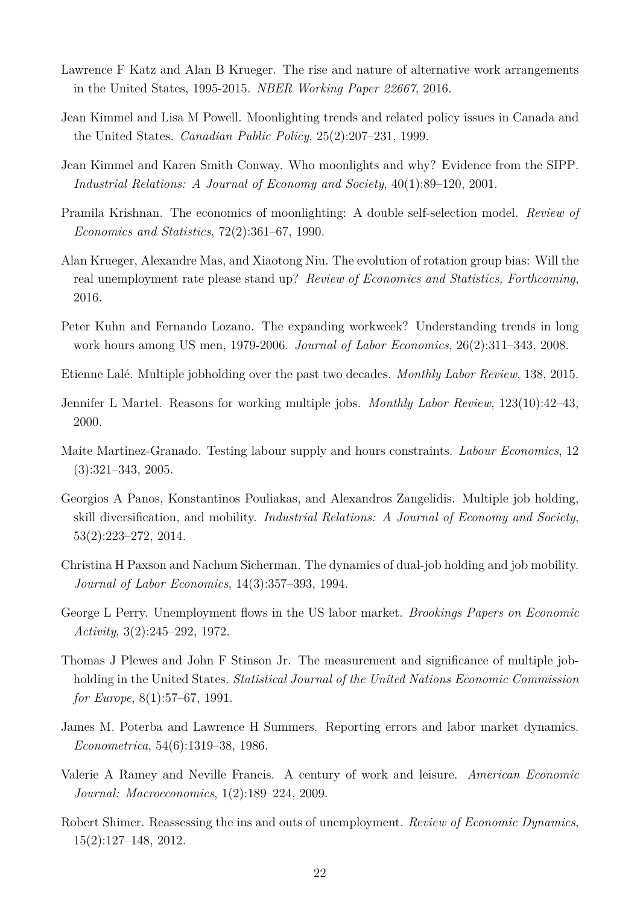Lawrence F Katz and Alan B Krueger. The rise and nature of alternative work arrangements in the United States, 1995-2015. *NBER Working Paper 22667*, 2016.

Jean Kimmel and Lisa M Powell. Moonlighting trends and related policy issues in Canada and the United States. *Canadian Public Policy*, 25(2):207–231, 1999.

Jean Kimmel and Karen Smith Conway. Who moonlights and why? Evidence from the SIPP. *Industrial Relations: A Journal of Economy and Society*, 40(1):89–120, 2001.

Pramila Krishnan. The economics of moonlighting: A double self-selection model. *Review of Economics and Statistics*, 72(2):361–67, 1990.

Alan Krueger, Alexandre Mas, and Xiaotong Niu. The evolution of rotation group bias: Will the real unemployment rate please stand up? *Review of Economics and Statistics, Forthcoming*, 2016.

Peter Kuhn and Fernando Lozano. The expanding workweek? Understanding trends in long work hours among US men, 1979-2006. *Journal of Labor Economics*, 26(2):311–343, 2008.

Etienne Lalé. Multiple jobholding over the past two decades. *Monthly Labor Review*, 138, 2015.

Jennifer L Martel. Reasons for working multiple jobs. *Monthly Labor Review*, 123(10):42–43, 2000.

Maite Martinez-Granado. Testing labour supply and hours constraints. *Labour Economics*, 12 (3):321–343, 2005.

Georgios A Panos, Konstantinos Pouliakas, and Alexandros Zangelidis. Multiple job holding, skill diversification, and mobility. *Industrial Relations: A Journal of Economy and Society*, 53(2):223–272, 2014.

Christina H Paxson and Nachum Sicherman. The dynamics of dual-job holding and job mobility. *Journal of Labor Economics*, 14(3):357–393, 1994.

George L Perry. Unemployment flows in the US labor market. *Brookings Papers on Economic Activity*, 3(2):245–292, 1972.

Thomas J Plewes and John F Stinson Jr. The measurement and significance of multiple jobholding in the United States. *Statistical Journal of the United Nations Economic Commission for Europe*, 8(1):57–67, 1991.

James M. Poterba and Lawrence H Summers. Reporting errors and labor market dynamics. *Econometrica*, 54(6):1319–38, 1986.

Valerie A Ramey and Neville Francis. A century of work and leisure. *American Economic Journal: Macroeconomics*, 1(2):189–224, 2009.

Robert Shimer. Reassessing the ins and outs of unemployment. *Review of Economic Dynamics*, 15(2):127–148, 2012.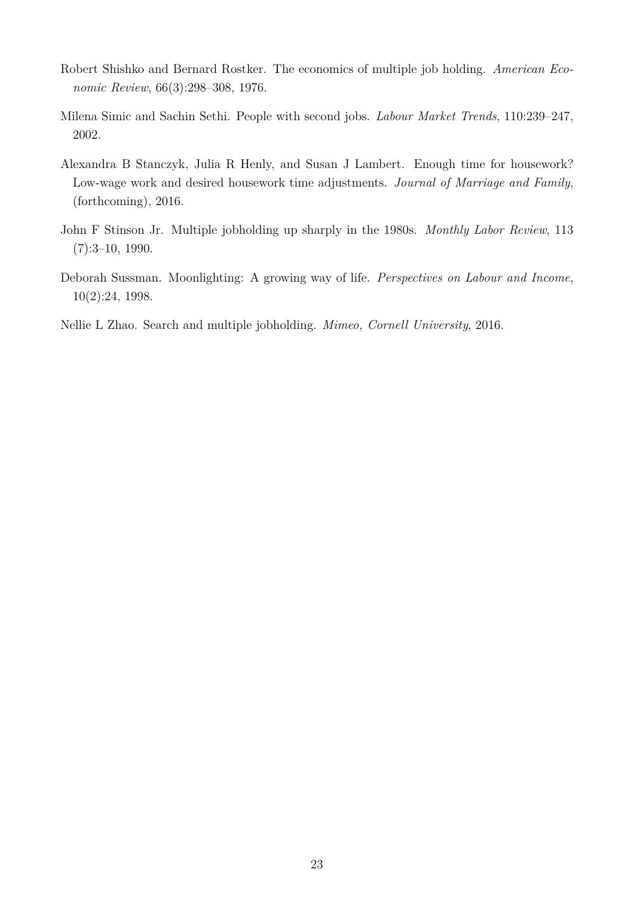Robert Shishko and Bernard Rostker. The economics of multiple job holding. *American Economic Review*, 66(3):298–308, 1976.

Milena Simic and Sachin Sethi. People with second jobs. *Labour Market Trends*, 110:239–247, 2002.

Alexandra B Stanczyk, Julia R Henly, and Susan J Lambert. Enough time for housework? Low-wage work and desired housework time adjustments. *Journal of Marriage and Family*, (forthcoming), 2016.

John F Stinson Jr. Multiple jobholding up sharply in the 1980s. *Monthly Labor Review*, 113 (7):3–10, 1990.

Deborah Sussman. Moonlighting: A growing way of life. *Perspectives on Labour and Income*, 10(2):24, 1998.

Nellie L Zhao. Search and multiple jobholding. *Mimeo, Cornell University*, 2016.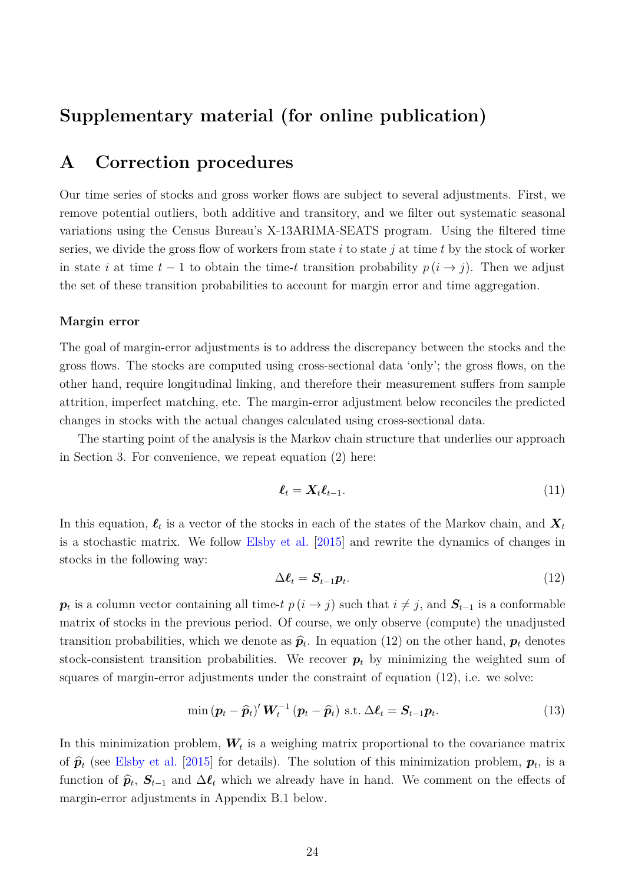# Supplementary material (for online publication)

## A Correction procedures

Our time series of stocks and gross worker flows are subject to several adjustments. First, we remove potential outliers, both additive and transitory, and we filter out systematic seasonal variations using the Census Bureau's X-13ARIMA-SEATS program. Using the filtered time series, we divide the gross flow of workers from state $i$ to state $j$ at time $t$ by the stock of worker in state $i$ at time $t-1$ to obtain the time-$t$ transition probability $p(i \to j)$. Then we adjust the set of these transition probabilities to account for margin error and time aggregation.

### Margin error

The goal of margin-error adjustments is to address the discrepancy between the stocks and the gross flows. The stocks are computed using cross-sectional data 'only'; the gross flows, on the other hand, require longitudinal linking, and therefore their measurement suffers from sample attrition, imperfect matching, etc. The margin-error adjustment below reconciles the predicted changes in stocks with the actual changes calculated using cross-sectional data.

The starting point of the analysis is the Markov chain structure that underlies our approach in Section 3. For convenience, we repeat equation (2) here:

$$\boldsymbol{\ell}_t = \boldsymbol{X}_t \boldsymbol{\ell}_{t-1}. \tag{11}$$

In this equation, $\boldsymbol{\ell}_t$ is a vector of the stocks in each of the states of the Markov chain, and $\boldsymbol{X}_t$ is a stochastic matrix. We follow Elsby et al. [2015] and rewrite the dynamics of changes in stocks in the following way:

$$\Delta \boldsymbol{\ell}_t = \boldsymbol{S}_{t-1} \boldsymbol{p}_t. \tag{12}$$

$\boldsymbol{p}_t$ is a column vector containing all time-$t$ $p(i \to j)$ such that $i \neq j$, and $\boldsymbol{S}_{t-1}$ is a conformable matrix of stocks in the previous period. Of course, we only observe (compute) the unadjusted transition probabilities, which we denote as $\widehat{\boldsymbol{p}}_t$. In equation (12) on the other hand, $\boldsymbol{p}_t$ denotes stock-consistent transition probabilities. We recover $\boldsymbol{p}_t$ by minimizing the weighted sum of squares of margin-error adjustments under the constraint of equation (12), i.e. we solve:

$$\min \left(\boldsymbol{p}_t - \widehat{\boldsymbol{p}}_t\right)' \boldsymbol{W}_t^{-1} \left(\boldsymbol{p}_t - \widehat{\boldsymbol{p}}_t\right) \text{ s.t. } \Delta \boldsymbol{\ell}_t = \boldsymbol{S}_{t-1} \boldsymbol{p}_t. \tag{13}$$

In this minimization problem, $\boldsymbol{W}_t$ is a weighing matrix proportional to the covariance matrix of $\widehat{\boldsymbol{p}}_t$ (see Elsby et al. [2015] for details). The solution of this minimization problem, $\boldsymbol{p}_t$, is a function of $\widehat{\boldsymbol{p}}_t$, $\boldsymbol{S}_{t-1}$ and $\Delta \boldsymbol{\ell}_t$ which we already have in hand. We comment on the effects of margin-error adjustments in Appendix B.1 below.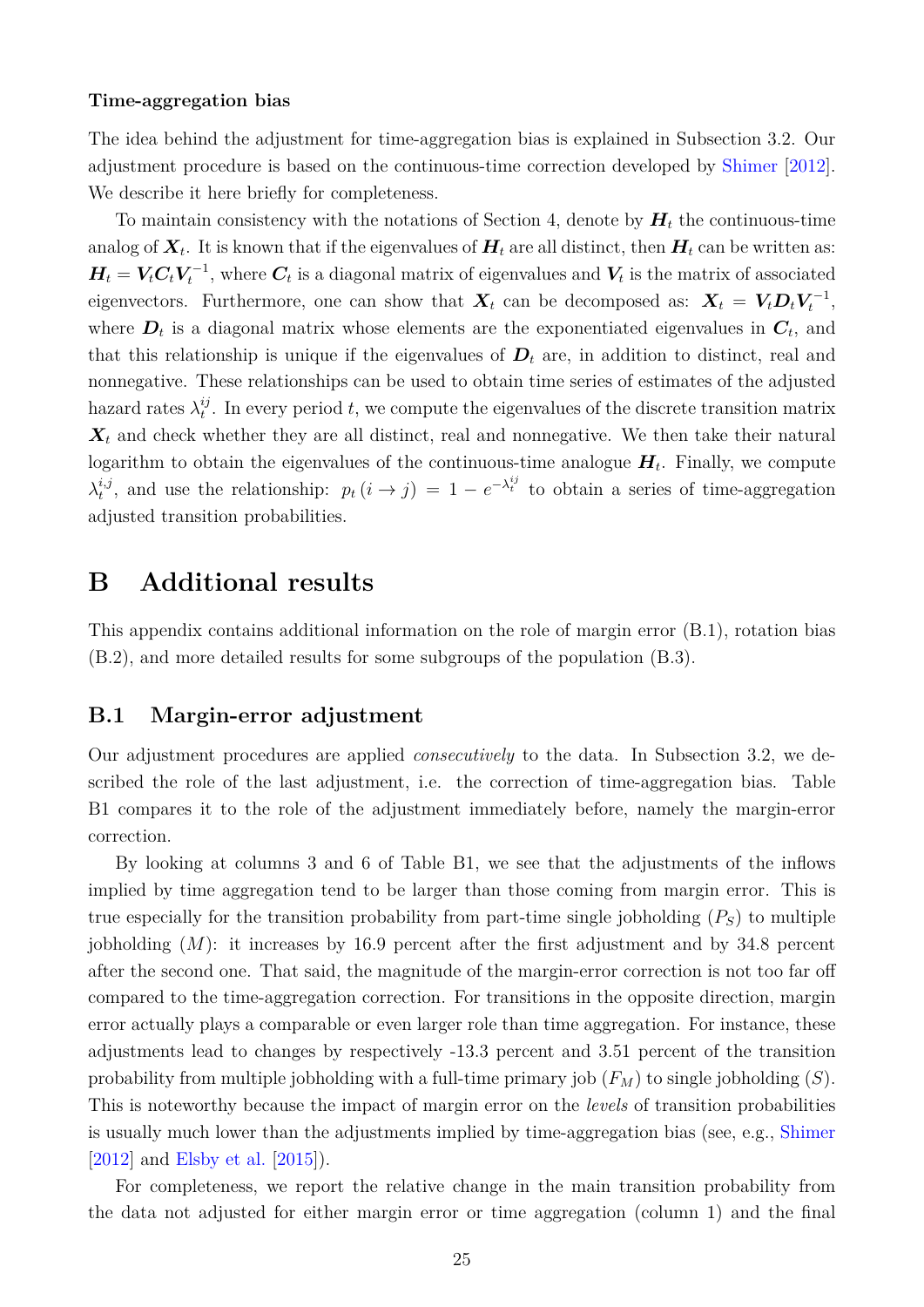**Time-aggregation bias**

The idea behind the adjustment for time-aggregation bias is explained in Subsection 3.2. Our adjustment procedure is based on the continuous-time correction developed by Shimer [2012]. We describe it here briefly for completeness.

To maintain consistency with the notations of Section 4, denote by $\boldsymbol{H}_t$ the continuous-time analog of $\boldsymbol{X}_t$. It is known that if the eigenvalues of $\boldsymbol{H}_t$ are all distinct, then $\boldsymbol{H}_t$ can be written as: $\boldsymbol{H}_t = \boldsymbol{V}_t \boldsymbol{C}_t \boldsymbol{V}_t^{-1}$, where $\boldsymbol{C}_t$ is a diagonal matrix of eigenvalues and $\boldsymbol{V}_t$ is the matrix of associated eigenvectors. Furthermore, one can show that $\boldsymbol{X}_t$ can be decomposed as: $\boldsymbol{X}_t = \boldsymbol{V}_t \boldsymbol{D}_t \boldsymbol{V}_t^{-1}$, where $\boldsymbol{D}_t$ is a diagonal matrix whose elements are the exponentiated eigenvalues in $\boldsymbol{C}_t$, and that this relationship is unique if the eigenvalues of $\boldsymbol{D}_t$ are, in addition to distinct, real and nonnegative. These relationships can be used to obtain time series of estimates of the adjusted hazard rates $\lambda_t^{ij}$. In every period $t$, we compute the eigenvalues of the discrete transition matrix $\boldsymbol{X}_t$ and check whether they are all distinct, real and nonnegative. We then take their natural logarithm to obtain the eigenvalues of the continuous-time analogue $\boldsymbol{H}_t$. Finally, we compute $\lambda_t^{i,j}$, and use the relationship: $p_t(i \to j) = 1 - e^{-\lambda_t^{ij}}$ to obtain a series of time-aggregation adjusted transition probabilities.

# B Additional results

This appendix contains additional information on the role of margin error (B.1), rotation bias (B.2), and more detailed results for some subgroups of the population (B.3).

## B.1 Margin-error adjustment

Our adjustment procedures are applied *consecutively* to the data. In Subsection 3.2, we described the role of the last adjustment, i.e. the correction of time-aggregation bias. Table B1 compares it to the role of the adjustment immediately before, namely the margin-error correction.

By looking at columns 3 and 6 of Table B1, we see that the adjustments of the inflows implied by time aggregation tend to be larger than those coming from margin error. This is true especially for the transition probability from part-time single jobholding ($P_S$) to multiple jobholding ($M$): it increases by 16.9 percent after the first adjustment and by 34.8 percent after the second one. That said, the magnitude of the margin-error correction is not too far off compared to the time-aggregation correction. For transitions in the opposite direction, margin error actually plays a comparable or even larger role than time aggregation. For instance, these adjustments lead to changes by respectively -13.3 percent and 3.51 percent of the transition probability from multiple jobholding with a full-time primary job ($F_M$) to single jobholding ($S$). This is noteworthy because the impact of margin error on the *levels* of transition probabilities is usually much lower than the adjustments implied by time-aggregation bias (see, e.g., Shimer [2012] and Elsby et al. [2015]).

For completeness, we report the relative change in the main transition probability from the data not adjusted for either margin error or time aggregation (column 1) and the final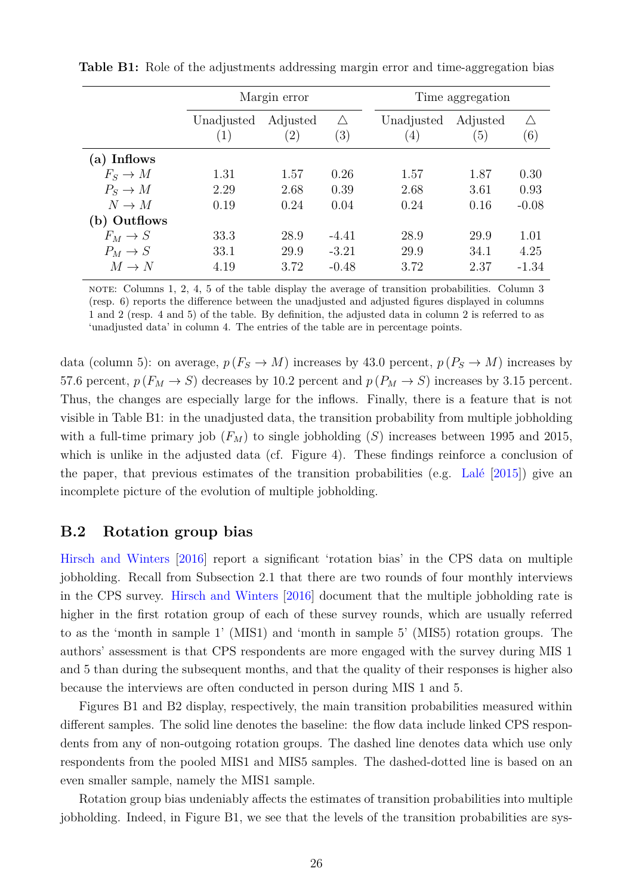**Table B1:** Role of the adjustments addressing margin error and time-aggregation bias

| | Margin error | | | Time aggregation | | |
|---|---|---|---|---|---|---|
| | Unadjusted (1) | Adjusted (2) | △ (3) | Unadjusted (4) | Adjusted (5) | △ (6) |
| **(a) Inflows** | | | | | | |
| $F_S \rightarrow M$ | 1.31 | 1.57 | 0.26 | 1.57 | 1.87 | 0.30 |
| $P_S \rightarrow M$ | 2.29 | 2.68 | 0.39 | 2.68 | 3.61 | 0.93 |
| $N \rightarrow M$ | 0.19 | 0.24 | 0.04 | 0.24 | 0.16 | -0.08 |
| **(b) Outflows** | | | | | | |
| $F_M \rightarrow S$ | 33.3 | 28.9 | -4.41 | 28.9 | 29.9 | 1.01 |
| $P_M \rightarrow S$ | 33.1 | 29.9 | -3.21 | 29.9 | 34.1 | 4.25 |
| $M \rightarrow N$ | 4.19 | 3.72 | -0.48 | 3.72 | 2.37 | -1.34 |

NOTE: Columns 1, 2, 4, 5 of the table display the average of transition probabilities. Column 3 (resp. 6) reports the difference between the unadjusted and adjusted figures displayed in columns 1 and 2 (resp. 4 and 5) of the table. By definition, the adjusted data in column 2 is referred to as 'unadjusted data' in column 4. The entries of the table are in percentage points.

data (column 5): on average, $p(F_S \rightarrow M)$ increases by 43.0 percent, $p(P_S \rightarrow M)$ increases by 57.6 percent, $p(F_M \rightarrow S)$ decreases by 10.2 percent and $p(P_M \rightarrow S)$ increases by 3.15 percent. Thus, the changes are especially large for the inflows. Finally, there is a feature that is not visible in Table B1: in the unadjusted data, the transition probability from multiple jobholding with a full-time primary job ($F_M$) to single jobholding ($S$) increases between 1995 and 2015, which is unlike in the adjusted data (cf. Figure 4). These findings reinforce a conclusion of the paper, that previous estimates of the transition probabilities (e.g. Lalé [2015]) give an incomplete picture of the evolution of multiple jobholding.

## B.2 Rotation group bias

Hirsch and Winters [2016] report a significant 'rotation bias' in the CPS data on multiple jobholding. Recall from Subsection 2.1 that there are two rounds of four monthly interviews in the CPS survey. Hirsch and Winters [2016] document that the multiple jobholding rate is higher in the first rotation group of each of these survey rounds, which are usually referred to as the 'month in sample 1' (MIS1) and 'month in sample 5' (MIS5) rotation groups. The authors' assessment is that CPS respondents are more engaged with the survey during MIS 1 and 5 than during the subsequent months, and that the quality of their responses is higher also because the interviews are often conducted in person during MIS 1 and 5.

Figures B1 and B2 display, respectively, the main transition probabilities measured within different samples. The solid line denotes the baseline: the flow data include linked CPS respondents from any of non-outgoing rotation groups. The dashed line denotes data which use only respondents from the pooled MIS1 and MIS5 samples. The dashed-dotted line is based on an even smaller sample, namely the MIS1 sample.

Rotation group bias undeniably affects the estimates of transition probabilities into multiple jobholding. Indeed, in Figure B1, we see that the levels of the transition probabilities are sys-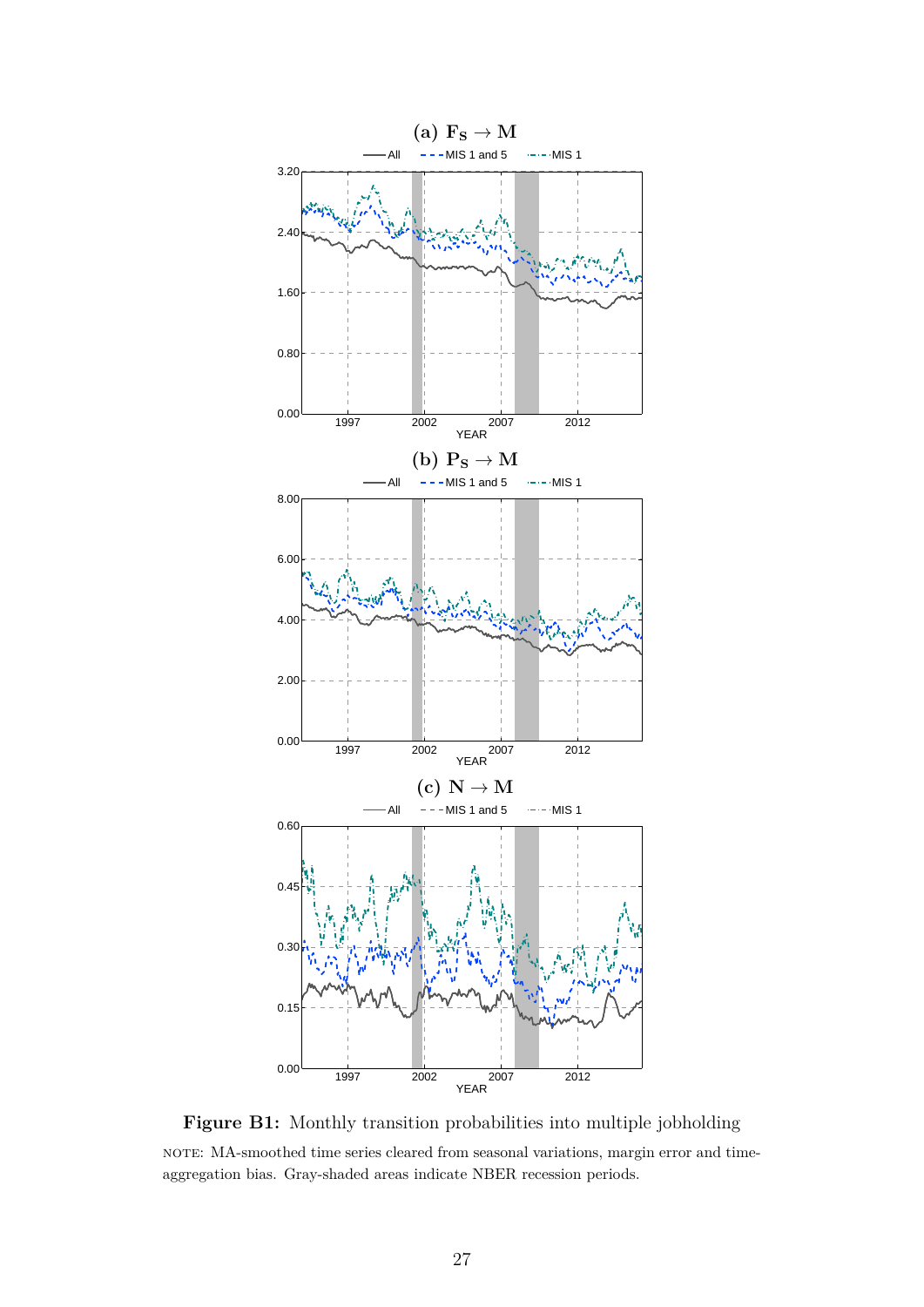**Figure B1:** Monthly transition probabilities into multiple jobholding

NOTE: MA-smoothed time series cleared from seasonal variations, margin error and time-aggregation bias. Gray-shaded areas indicate NBER recession periods.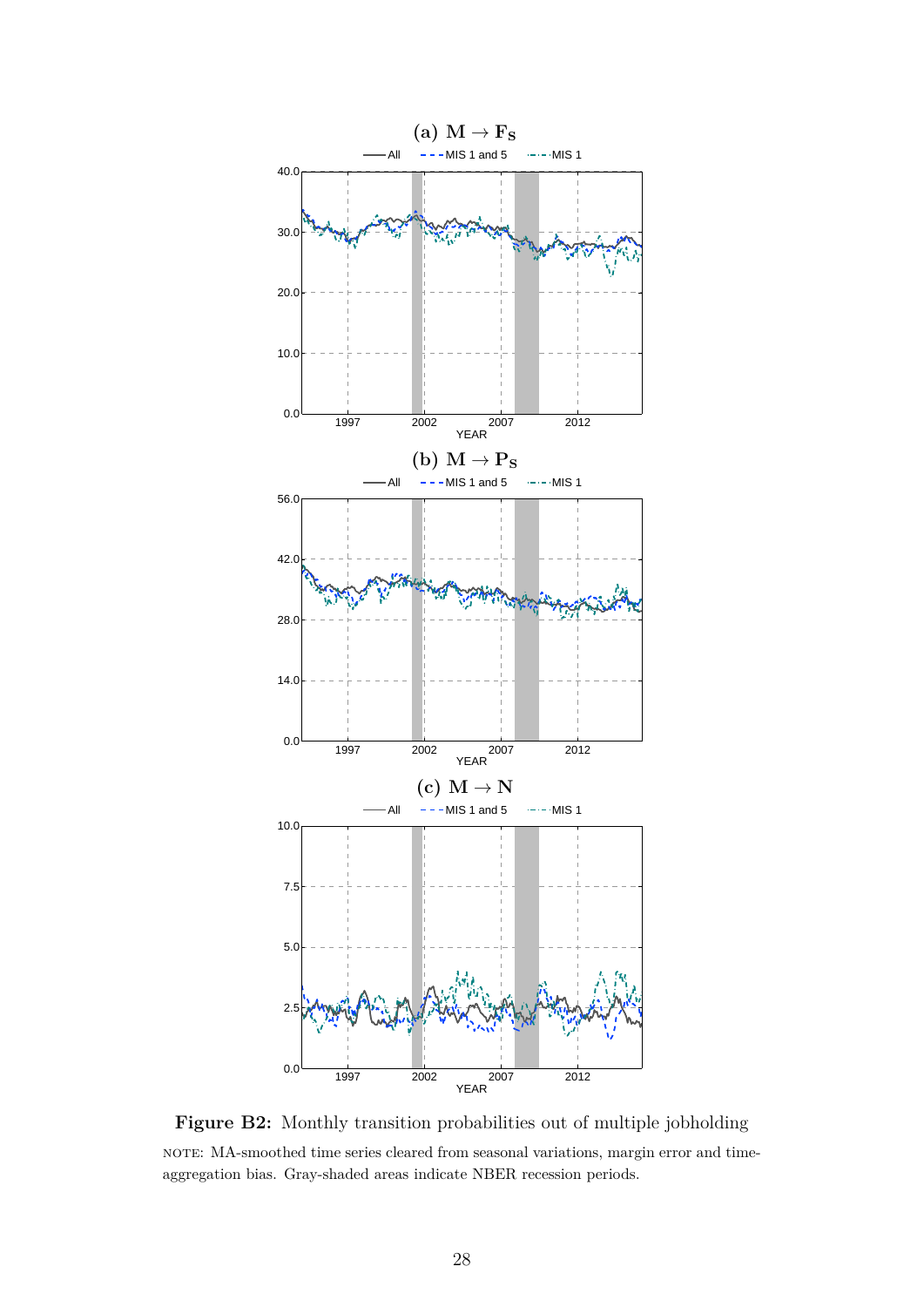**Figure B2:** Monthly transition probabilities out of multiple jobholding

NOTE: MA-smoothed time series cleared from seasonal variations, margin error and time-aggregation bias. Gray-shaded areas indicate NBER recession periods.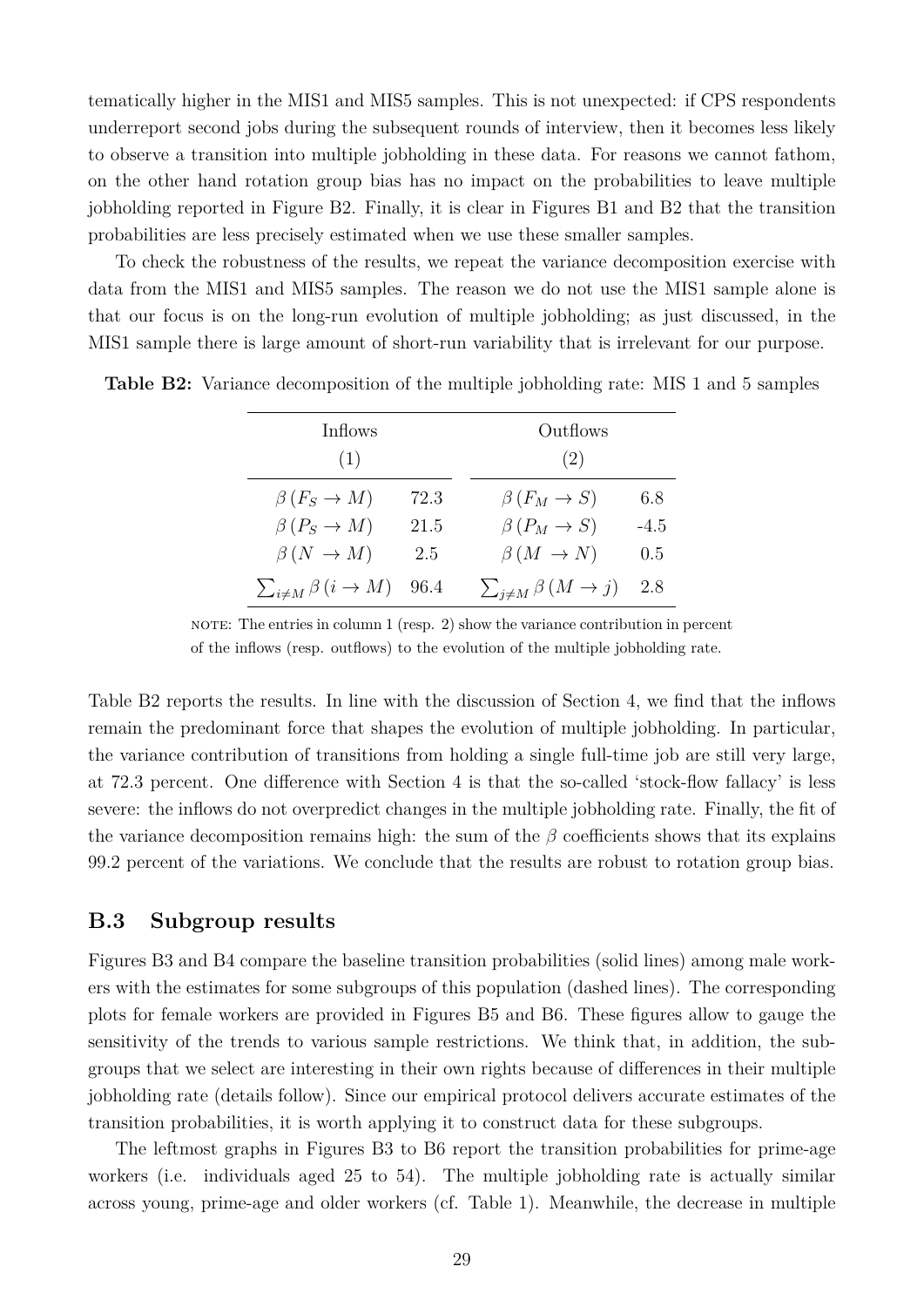tematically higher in the MIS1 and MIS5 samples. This is not unexpected: if CPS respondents underreport second jobs during the subsequent rounds of interview, then it becomes less likely to observe a transition into multiple jobholding in these data. For reasons we cannot fathom, on the other hand rotation group bias has no impact on the probabilities to leave multiple jobholding reported in Figure B2. Finally, it is clear in Figures B1 and B2 that the transition probabilities are less precisely estimated when we use these smaller samples.

To check the robustness of the results, we repeat the variance decomposition exercise with data from the MIS1 and MIS5 samples. The reason we do not use the MIS1 sample alone is that our focus is on the long-run evolution of multiple jobholding; as just discussed, in the MIS1 sample there is large amount of short-run variability that is irrelevant for our purpose.

**Table B2:** Variance decomposition of the multiple jobholding rate: MIS 1 and 5 samples

| Inflows (1) | | Outflows (2) | |
|---|---|---|---|
| $\beta\,(F_S \rightarrow M)$ | 72.3 | $\beta\,(F_M \rightarrow S)$ | 6.8 |
| $\beta\,(P_S \rightarrow M)$ | 21.5 | $\beta\,(P_M \rightarrow S)$ | -4.5 |
| $\beta\,(N \rightarrow M)$ | 2.5 | $\beta\,(M \rightarrow N)$ | 0.5 |
| $\sum_{i \neq M} \beta\,(i \rightarrow M)$ | 96.4 | $\sum_{j \neq M} \beta\,(M \rightarrow j)$ | 2.8 |

NOTE: The entries in column 1 (resp. 2) show the variance contribution in percent of the inflows (resp. outflows) to the evolution of the multiple jobholding rate.

Table B2 reports the results. In line with the discussion of Section 4, we find that the inflows remain the predominant force that shapes the evolution of multiple jobholding. In particular, the variance contribution of transitions from holding a single full-time job are still very large, at 72.3 percent. One difference with Section 4 is that the so-called 'stock-flow fallacy' is less severe: the inflows do not overpredict changes in the multiple jobholding rate. Finally, the fit of the variance decomposition remains high: the sum of the $\beta$ coefficients shows that its explains 99.2 percent of the variations. We conclude that the results are robust to rotation group bias.

## B.3 Subgroup results

Figures B3 and B4 compare the baseline transition probabilities (solid lines) among male workers with the estimates for some subgroups of this population (dashed lines). The corresponding plots for female workers are provided in Figures B5 and B6. These figures allow to gauge the sensitivity of the trends to various sample restrictions. We think that, in addition, the subgroups that we select are interesting in their own rights because of differences in their multiple jobholding rate (details follow). Since our empirical protocol delivers accurate estimates of the transition probabilities, it is worth applying it to construct data for these subgroups.

The leftmost graphs in Figures B3 to B6 report the transition probabilities for prime-age workers (i.e. individuals aged 25 to 54). The multiple jobholding rate is actually similar across young, prime-age and older workers (cf. Table 1). Meanwhile, the decrease in multiple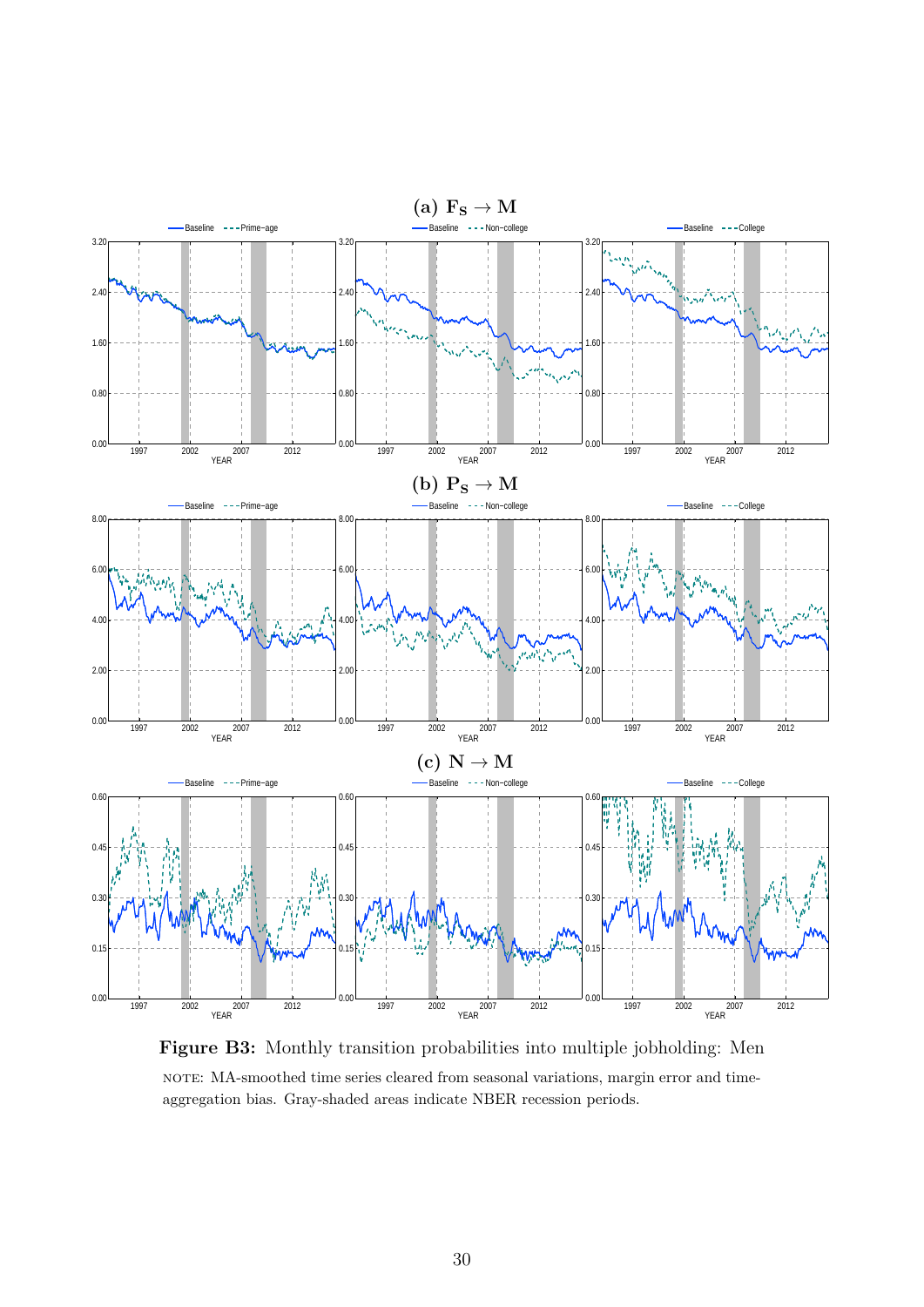**(a) $\mathbf{F_S \rightarrow M}$**

**(b) $\mathbf{P_S \rightarrow M}$**

**(c) $\mathbf{N \rightarrow M}$**

**Figure B3:** Monthly transition probabilities into multiple jobholding: Men

NOTE: MA-smoothed time series cleared from seasonal variations, margin error and time-aggregation bias. Gray-shaded areas indicate NBER recession periods.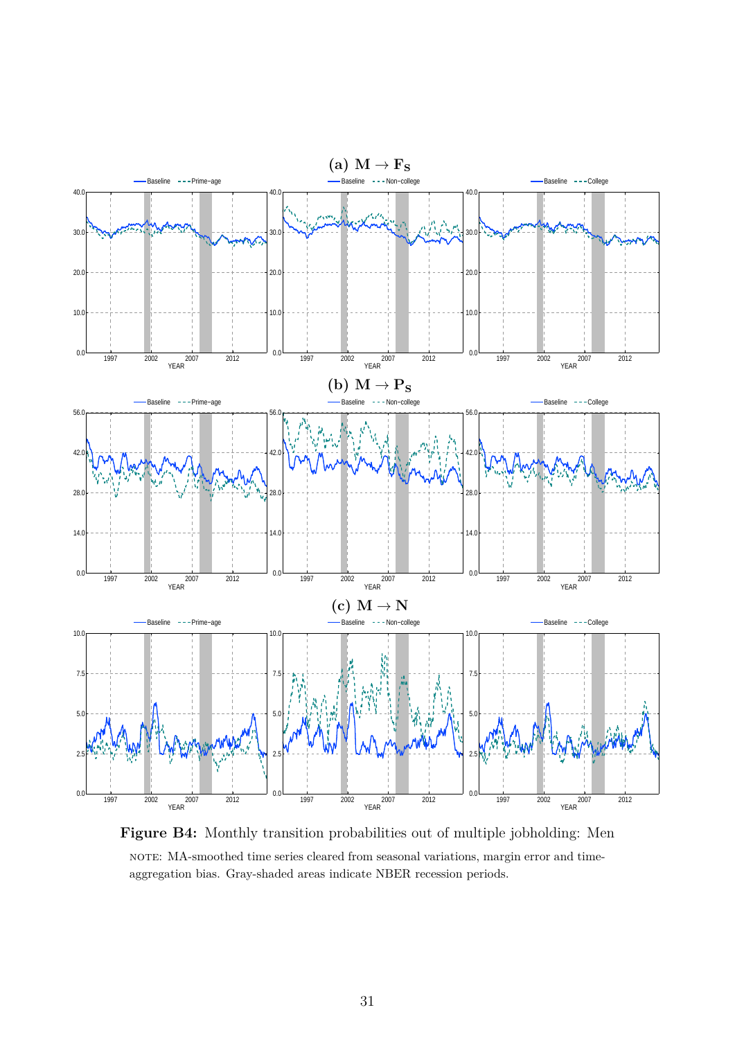**(a) $\mathbf{M} \rightarrow \mathbf{F_S}$**

**(b) $\mathbf{M} \rightarrow \mathbf{P_S}$**

**(c) $\mathbf{M} \rightarrow \mathbf{N}$**

**Figure B4:** Monthly transition probabilities out of multiple jobholding: Men

NOTE: MA-smoothed time series cleared from seasonal variations, margin error and time-aggregation bias. Gray-shaded areas indicate NBER recession periods.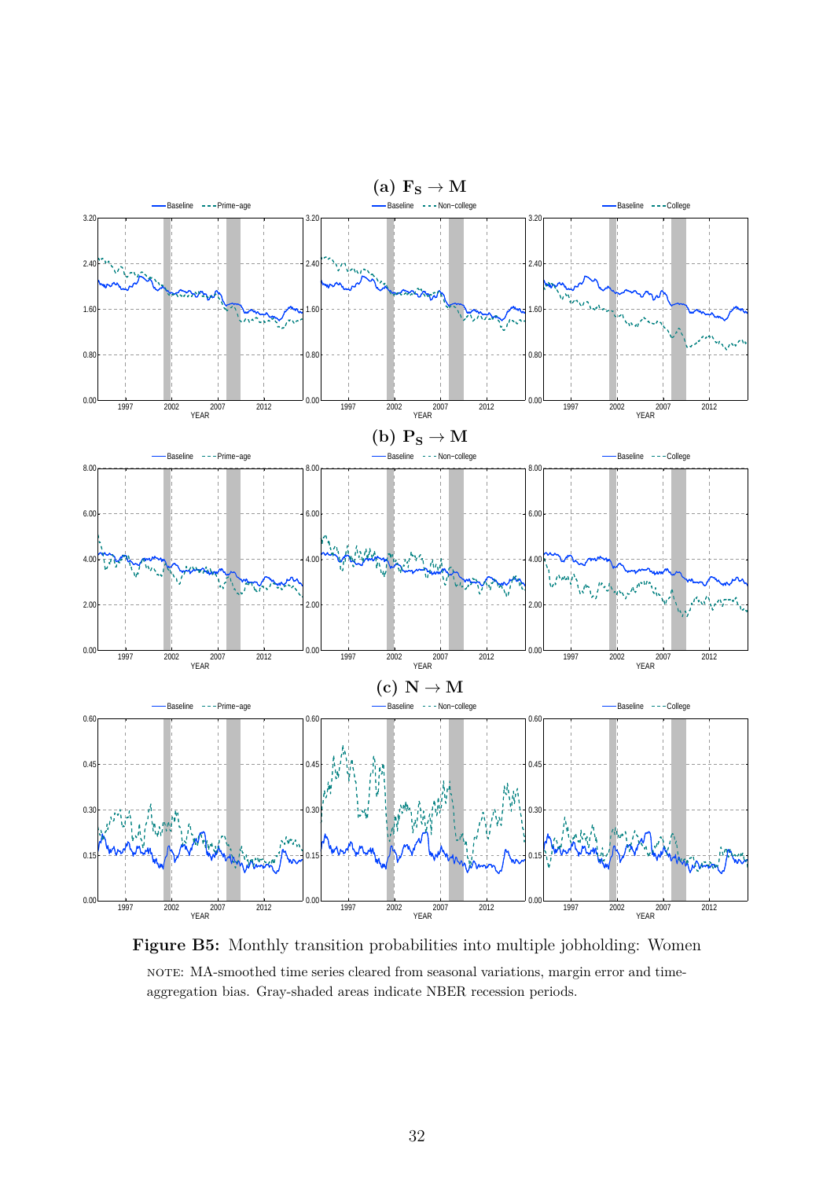**(a) $\mathbf{F_S \rightarrow M}$**

**(b) $\mathbf{P_S \rightarrow M}$**

**(c) $\mathbf{N \rightarrow M}$**

**Figure B5:** Monthly transition probabilities into multiple jobholding: Women

NOTE: MA-smoothed time series cleared from seasonal variations, margin error and time-aggregation bias. Gray-shaded areas indicate NBER recession periods.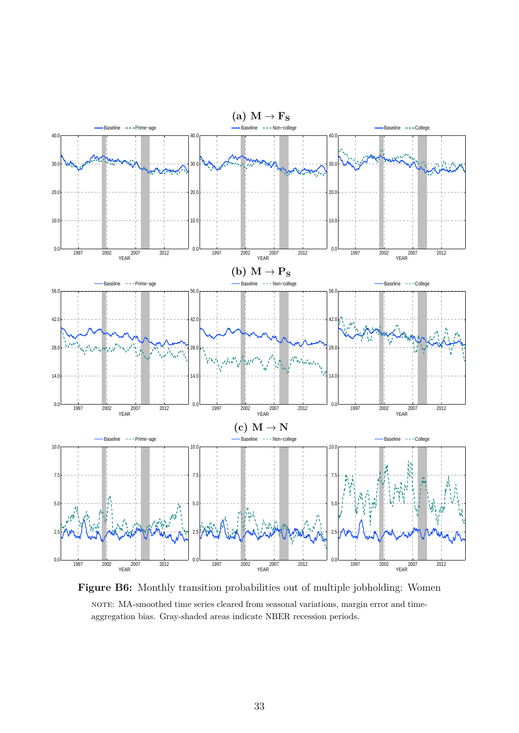**(a) $\mathbf{M \rightarrow F_S}$**

**(b) $\mathbf{M \rightarrow P_S}$**

**(c) $\mathbf{M \rightarrow N}$**

**Figure B6:** Monthly transition probabilities out of multiple jobholding: Women

NOTE: MA-smoothed time series cleared from seasonal variations, margin error and time-aggregation bias. Gray-shaded areas indicate NBER recession periods.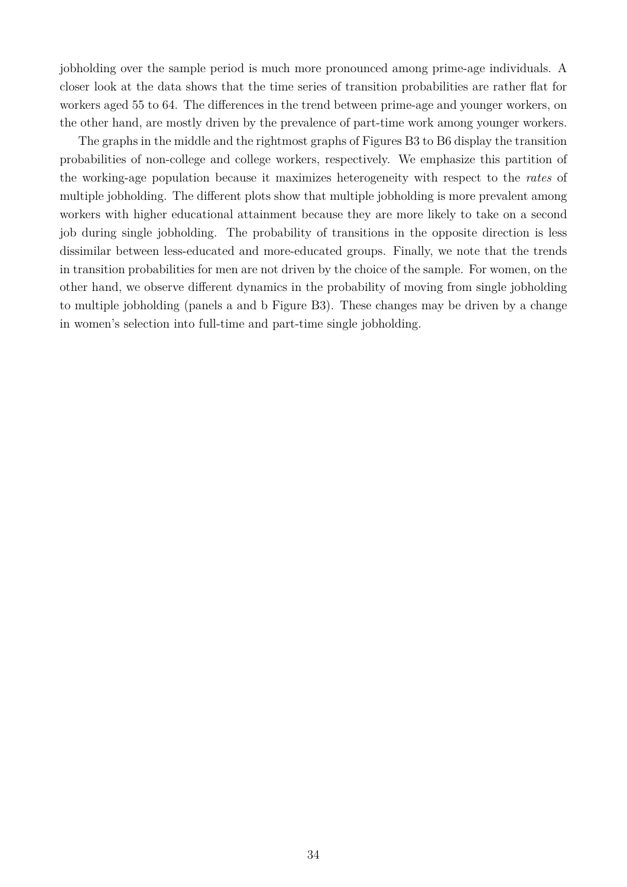jobholding over the sample period is much more pronounced among prime-age individuals. A closer look at the data shows that the time series of transition probabilities are rather flat for workers aged 55 to 64. The differences in the trend between prime-age and younger workers, on the other hand, are mostly driven by the prevalence of part-time work among younger workers.

The graphs in the middle and the rightmost graphs of Figures B3 to B6 display the transition probabilities of non-college and college workers, respectively. We emphasize this partition of the working-age population because it maximizes heterogeneity with respect to the *rates* of multiple jobholding. The different plots show that multiple jobholding is more prevalent among workers with higher educational attainment because they are more likely to take on a second job during single jobholding. The probability of transitions in the opposite direction is less dissimilar between less-educated and more-educated groups. Finally, we note that the trends in transition probabilities for men are not driven by the choice of the sample. For women, on the other hand, we observe different dynamics in the probability of moving from single jobholding to multiple jobholding (panels a and b Figure B3). These changes may be driven by a change in women's selection into full-time and part-time single jobholding.